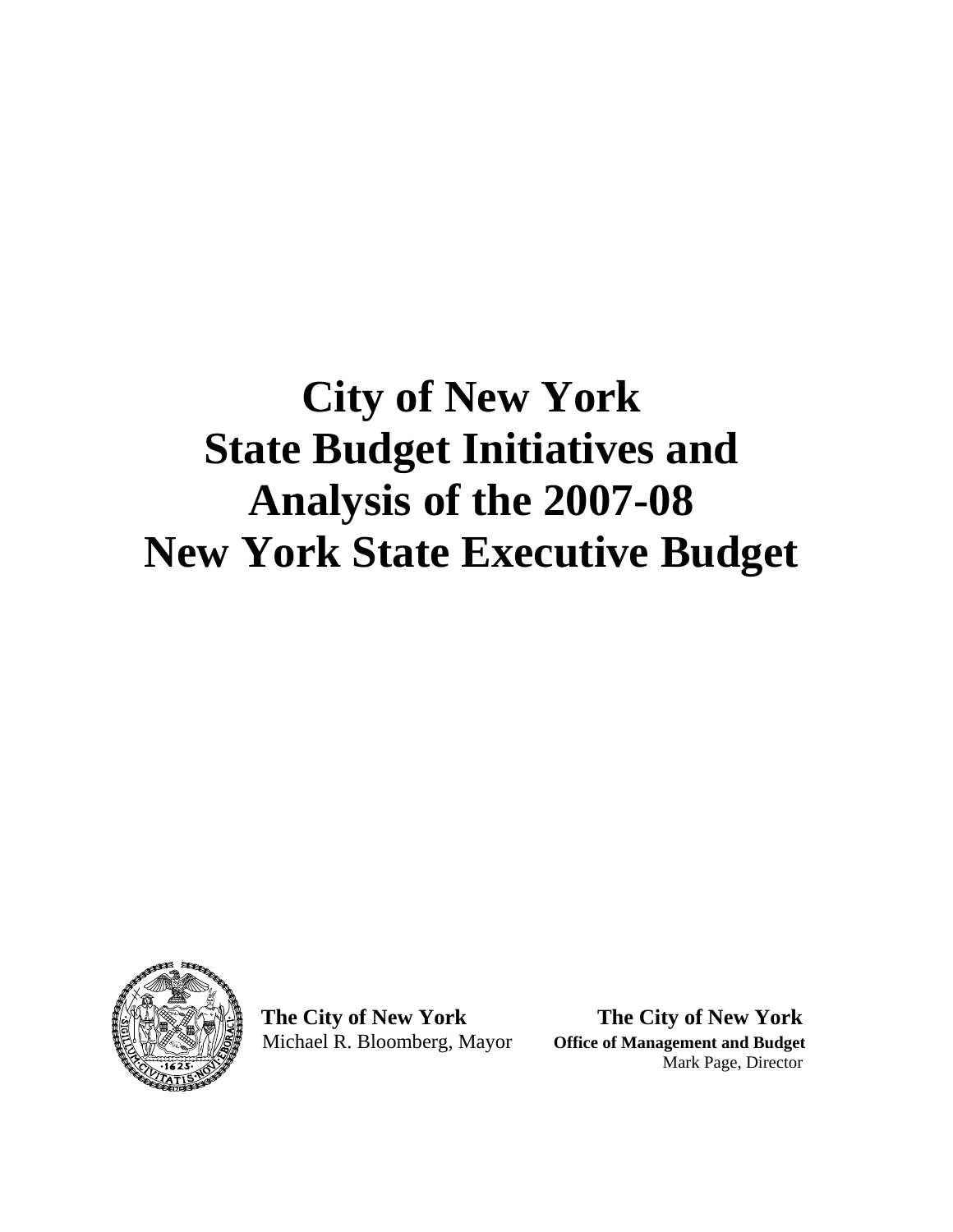# City of New York State Budget Initiatives and Analysis of the 2007-08 New York State Executive Budget

**The City of New York**
Michael R. Bloomberg, Mayor

**The City of New York**
**Office of Management and Budget**
Mark Page, Director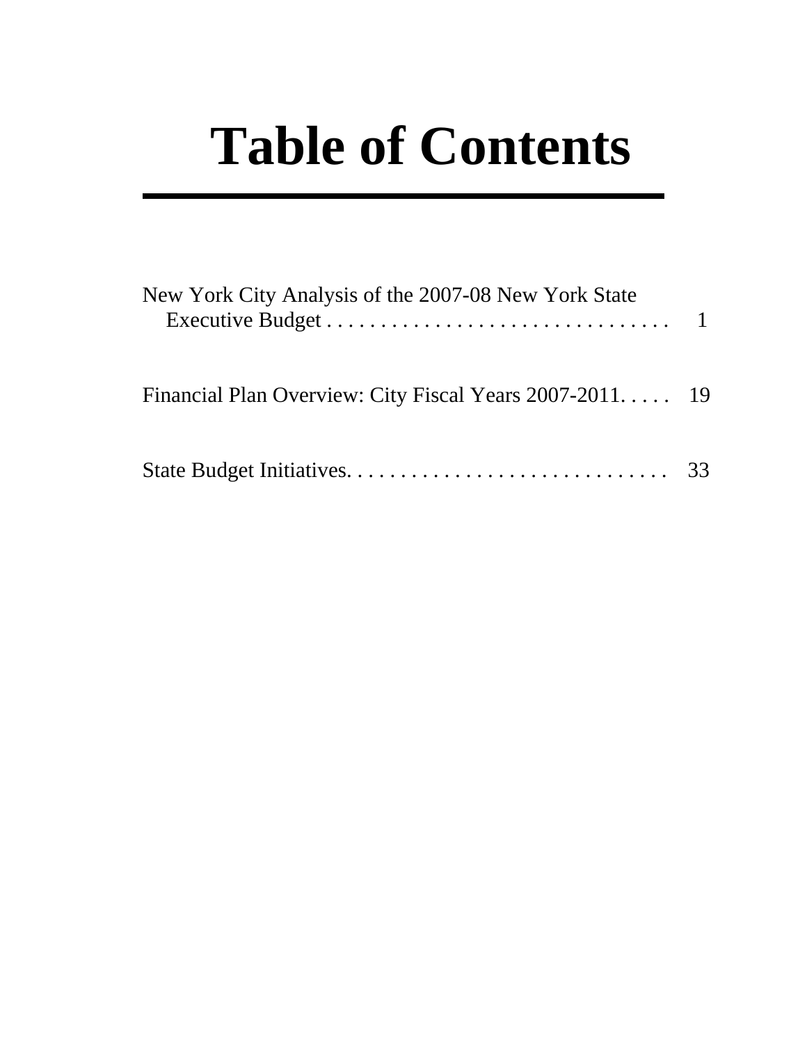# Table of Contents

New York City Analysis of the 2007-08 New York State Executive Budget . . . . . . . . . . . . . . . . . . . . . . . . . . . . . . . . . 1

Financial Plan Overview: City Fiscal Years 2007-2011. . . . . 19

State Budget Initiatives. . . . . . . . . . . . . . . . . . . . . . . . . . . . . . 33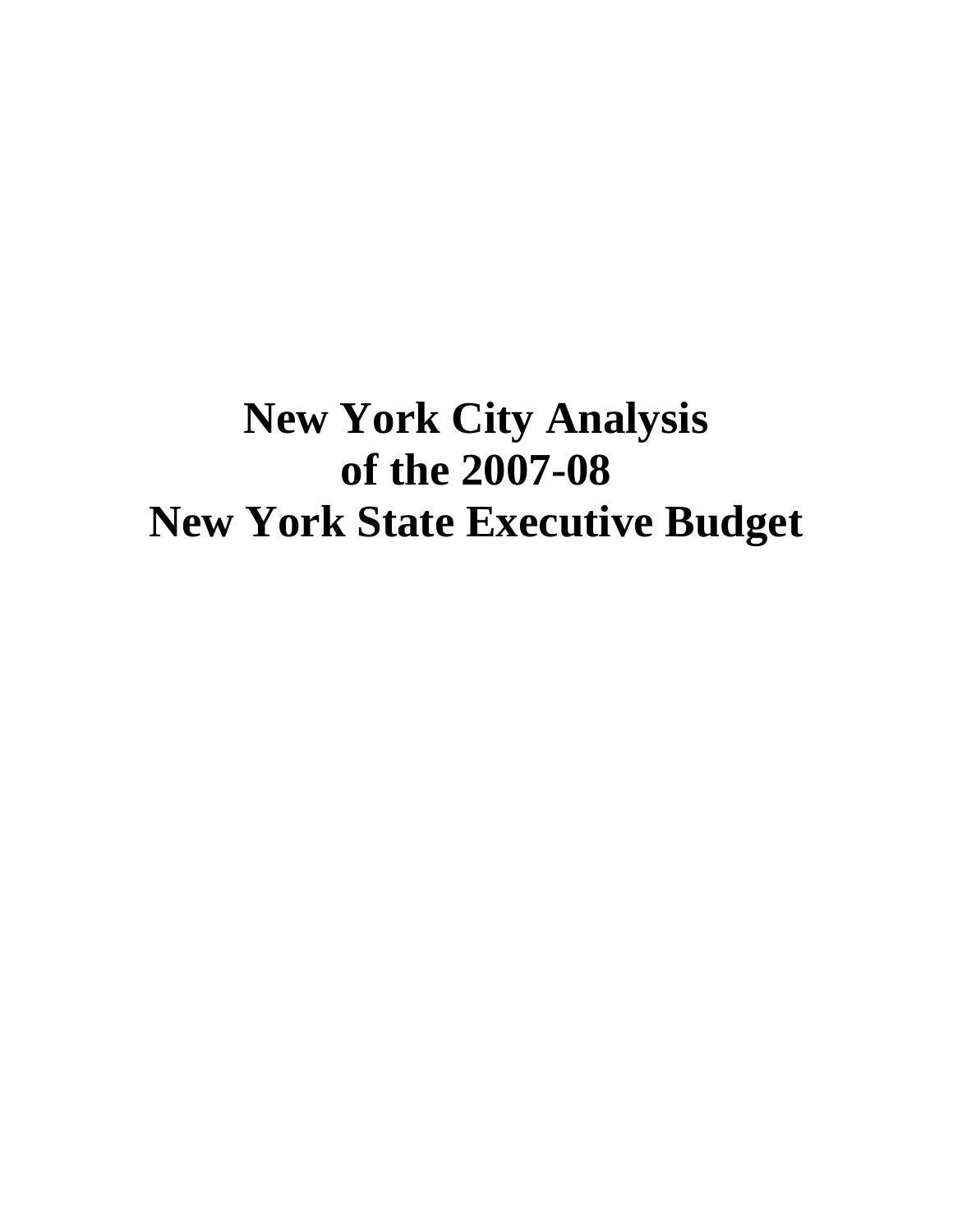# New York City Analysis of the 2007-08 New York State Executive Budget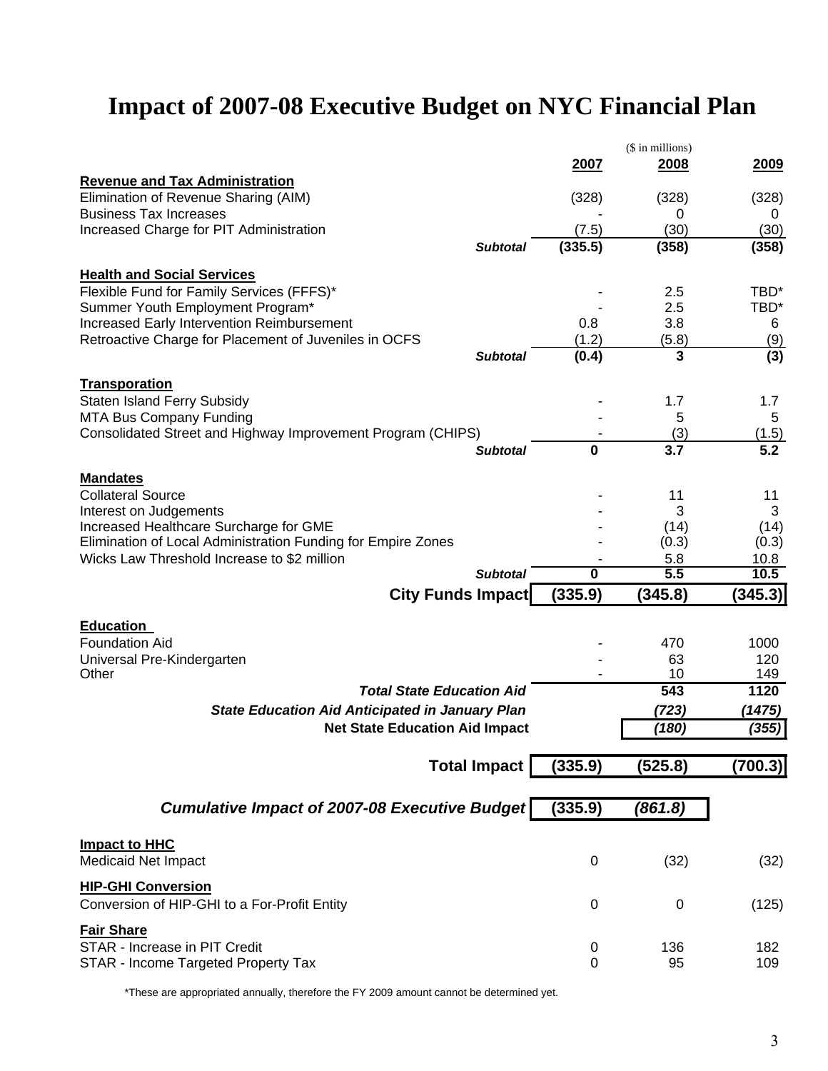# Impact of 2007-08 Executive Budget on NYC Financial Plan

($ in millions)

| | 2007 | 2008 | 2009 |
|---|---|---|---|
| **Revenue and Tax Administration** | | | |
| Elimination of Revenue Sharing (AIM) | (328) | (328) | (328) |
| Business Tax Increases | - | 0 | 0 |
| Increased Charge for PIT Administration | (7.5) | (30) | (30) |
| ***Subtotal*** | **(335.5)** | **(358)** | **(358)** |
| **Health and Social Services** | | | |
| Flexible Fund for Family Services (FFFS)* | - | 2.5 | TBD* |
| Summer Youth Employment Program* | - | 2.5 | TBD* |
| Increased Early Intervention Reimbursement | 0.8 | 3.8 | 6 |
| Retroactive Charge for Placement of Juveniles in OCFS | (1.2) | (5.8) | (9) |
| ***Subtotal*** | **(0.4)** | **3** | **(3)** |
| **Transporation** | | | |
| Staten Island Ferry Subsidy | - | 1.7 | 1.7 |
| MTA Bus Company Funding | - | 5 | 5 |
| Consolidated Street and Highway Improvement Program (CHIPS) | - | (3) | (1.5) |
| ***Subtotal*** | **0** | **3.7** | **5.2** |
| **Mandates** | | | |
| Collateral Source | - | 11 | 11 |
| Interest on Judgements | - | 3 | 3 |
| Increased Healthcare Surcharge for GME | - | (14) | (14) |
| Elimination of Local Administration Funding for Empire Zones | - | (0.3) | (0.3) |
| Wicks Law Threshold Increase to $2 million | - | 5.8 | 10.8 |
| ***Subtotal*** | **0** | **5.5** | **10.5** |
| **City Funds Impact** | **(335.9)** | **(345.8)** | **(345.3)** |
| **Education** | | | |
| Foundation Aid | - | 470 | 1000 |
| Universal Pre-Kindergarten | - | 63 | 120 |
| Other | - | 10 | 149 |
| ***Total State Education Aid*** | | **543** | **1120** |
| ***State Education Aid Anticipated in January Plan*** | | ***(723)*** | ***(1475)*** |
| **Net State Education Aid Impact** | | ***(180)*** | ***(355)*** |
| **Total Impact** | **(335.9)** | **(525.8)** | **(700.3)** |
| ***Cumulative Impact of 2007-08 Executive Budget*** | **(335.9)** | ***(861.8)*** | |
| **Impact to HHC** | | | |
| Medicaid Net Impact | 0 | (32) | (32) |
| **HIP-GHI Conversion** | | | |
| Conversion of HIP-GHI to a For-Profit Entity | 0 | 0 | (125) |
| **Fair Share** | | | |
| STAR - Increase in PIT Credit | 0 | 136 | 182 |
| STAR - Income Targeted Property Tax | 0 | 95 | 109 |

*These are appropriated annually, therefore the FY 2009 amount cannot be determined yet.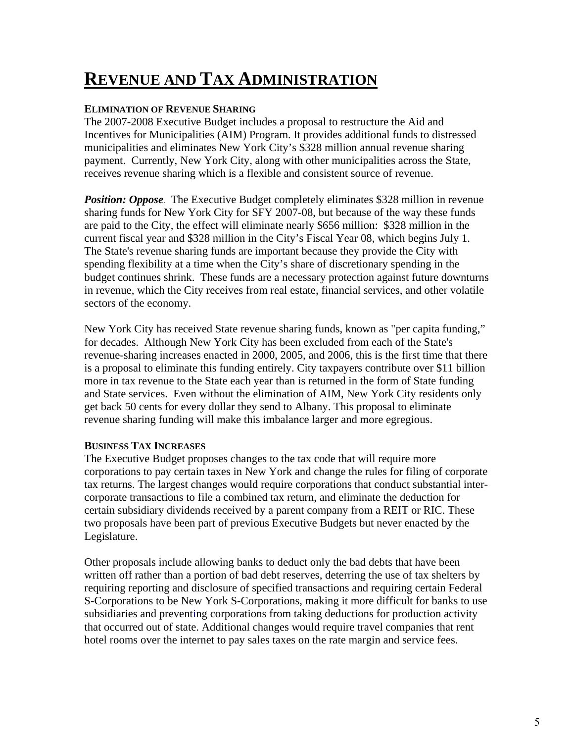# REVENUE AND TAX ADMINISTRATION

#### ELIMINATION OF REVENUE SHARING

The 2007-2008 Executive Budget includes a proposal to restructure the Aid and Incentives for Municipalities (AIM) Program. It provides additional funds to distressed municipalities and eliminates New York City's $328 million annual revenue sharing payment. Currently, New York City, along with other municipalities across the State, receives revenue sharing which is a flexible and consistent source of revenue.

***Position: Oppose***. The Executive Budget completely eliminates $328 million in revenue sharing funds for New York City for SFY 2007-08, but because of the way these funds are paid to the City, the effect will eliminate nearly $656 million: $328 million in the current fiscal year and $328 million in the City's Fiscal Year 08, which begins July 1. The State's revenue sharing funds are important because they provide the City with spending flexibility at a time when the City's share of discretionary spending in the budget continues shrink. These funds are a necessary protection against future downturns in revenue, which the City receives from real estate, financial services, and other volatile sectors of the economy.

New York City has received State revenue sharing funds, known as "per capita funding," for decades. Although New York City has been excluded from each of the State's revenue-sharing increases enacted in 2000, 2005, and 2006, this is the first time that there is a proposal to eliminate this funding entirely. City taxpayers contribute over $11 billion more in tax revenue to the State each year than is returned in the form of State funding and State services. Even without the elimination of AIM, New York City residents only get back 50 cents for every dollar they send to Albany. This proposal to eliminate revenue sharing funding will make this imbalance larger and more egregious.

#### BUSINESS TAX INCREASES

The Executive Budget proposes changes to the tax code that will require more corporations to pay certain taxes in New York and change the rules for filing of corporate tax returns. The largest changes would require corporations that conduct substantial inter-corporate transactions to file a combined tax return, and eliminate the deduction for certain subsidiary dividends received by a parent company from a REIT or RIC. These two proposals have been part of previous Executive Budgets but never enacted by the Legislature.

Other proposals include allowing banks to deduct only the bad debts that have been written off rather than a portion of bad debt reserves, deterring the use of tax shelters by requiring reporting and disclosure of specified transactions and requiring certain Federal S-Corporations to be New York S-Corporations, making it more difficult for banks to use subsidiaries and preventing corporations from taking deductions for production activity that occurred out of state. Additional changes would require travel companies that rent hotel rooms over the internet to pay sales taxes on the rate margin and service fees.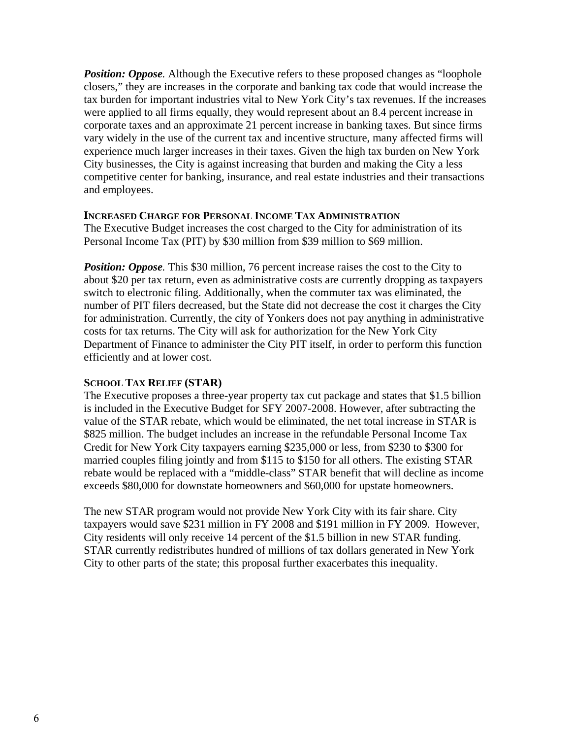***Position: Oppose.*** Although the Executive refers to these proposed changes as "loophole closers," they are increases in the corporate and banking tax code that would increase the tax burden for important industries vital to New York City's tax revenues. If the increases were applied to all firms equally, they would represent about an 8.4 percent increase in corporate taxes and an approximate 21 percent increase in banking taxes. But since firms vary widely in the use of the current tax and incentive structure, many affected firms will experience much larger increases in their taxes. Given the high tax burden on New York City businesses, the City is against increasing that burden and making the City a less competitive center for banking, insurance, and real estate industries and their transactions and employees.

**INCREASED CHARGE FOR PERSONAL INCOME TAX ADMINISTRATION**

The Executive Budget increases the cost charged to the City for administration of its Personal Income Tax (PIT) by $30 million from $39 million to $69 million.

***Position: Oppose.*** This $30 million, 76 percent increase raises the cost to the City to about $20 per tax return, even as administrative costs are currently dropping as taxpayers switch to electronic filing. Additionally, when the commuter tax was eliminated, the number of PIT filers decreased, but the State did not decrease the cost it charges the City for administration. Currently, the city of Yonkers does not pay anything in administrative costs for tax returns. The City will ask for authorization for the New York City Department of Finance to administer the City PIT itself, in order to perform this function efficiently and at lower cost.

**SCHOOL TAX RELIEF (STAR)**

The Executive proposes a three-year property tax cut package and states that $1.5 billion is included in the Executive Budget for SFY 2007-2008. However, after subtracting the value of the STAR rebate, which would be eliminated, the net total increase in STAR is $825 million. The budget includes an increase in the refundable Personal Income Tax Credit for New York City taxpayers earning $235,000 or less, from $230 to $300 for married couples filing jointly and from $115 to $150 for all others. The existing STAR rebate would be replaced with a "middle-class" STAR benefit that will decline as income exceeds $80,000 for downstate homeowners and $60,000 for upstate homeowners.

The new STAR program would not provide New York City with its fair share. City taxpayers would save $231 million in FY 2008 and $191 million in FY 2009. However, City residents will only receive 14 percent of the $1.5 billion in new STAR funding. STAR currently redistributes hundred of millions of tax dollars generated in New York City to other parts of the state; this proposal further exacerbates this inequality.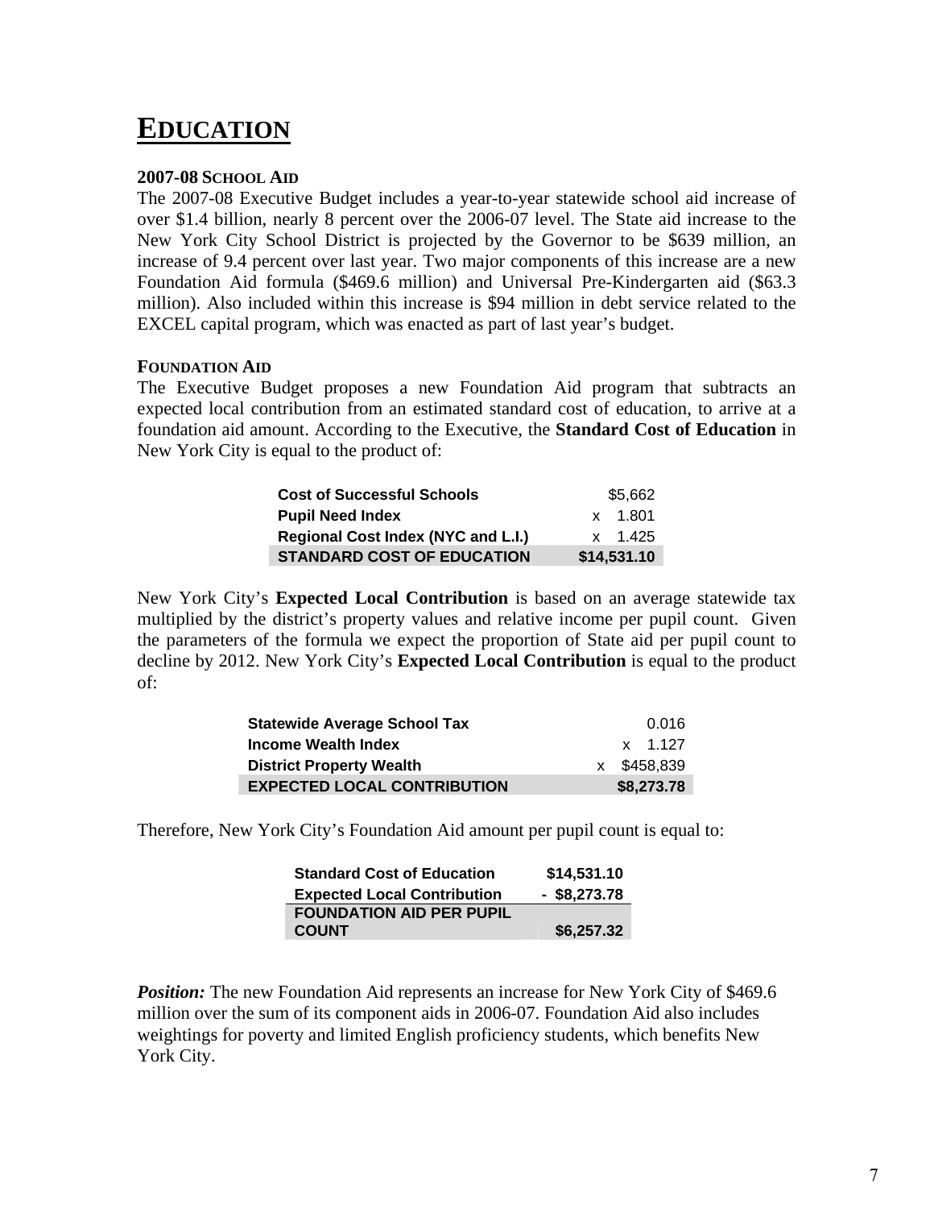# EDUCATION

### 2007-08 SCHOOL AID

The 2007-08 Executive Budget includes a year-to-year statewide school aid increase of over $1.4 billion, nearly 8 percent over the 2006-07 level. The State aid increase to the New York City School District is projected by the Governor to be $639 million, an increase of 9.4 percent over last year. Two major components of this increase are a new Foundation Aid formula ($469.6 million) and Universal Pre-Kindergarten aid ($63.3 million). Also included within this increase is $94 million in debt service related to the EXCEL capital program, which was enacted as part of last year's budget.

### FOUNDATION AID

The Executive Budget proposes a new Foundation Aid program that subtracts an expected local contribution from an estimated standard cost of education, to arrive at a foundation aid amount. According to the Executive, the **Standard Cost of Education** in New York City is equal to the product of:

| | |
|---|---|
| **Cost of Successful Schools** | $5,662 |
| **Pupil Need Index** | x 1.801 |
| **Regional Cost Index (NYC and L.I.)** | x 1.425 |
| **STANDARD COST OF EDUCATION** | **$14,531.10** |

New York City's **Expected Local Contribution** is based on an average statewide tax multiplied by the district's property values and relative income per pupil count. Given the parameters of the formula we expect the proportion of State aid per pupil count to decline by 2012. New York City's **Expected Local Contribution** is equal to the product of:

| | |
|---|---|
| **Statewide Average School Tax** | 0.016 |
| **Income Wealth Index** | x 1.127 |
| **District Property Wealth** | x $458,839 |
| **EXPECTED LOCAL CONTRIBUTION** | **$8,273.78** |

Therefore, New York City's Foundation Aid amount per pupil count is equal to:

| | |
|---|---|
| **Standard Cost of Education** | **$14,531.10** |
| **Expected Local Contribution** | **- $8,273.78** |
| **FOUNDATION AID PER PUPIL COUNT** | **$6,257.32** |

***Position:*** The new Foundation Aid represents an increase for New York City of $469.6 million over the sum of its component aids in 2006-07. Foundation Aid also includes weightings for poverty and limited English proficiency students, which benefits New York City.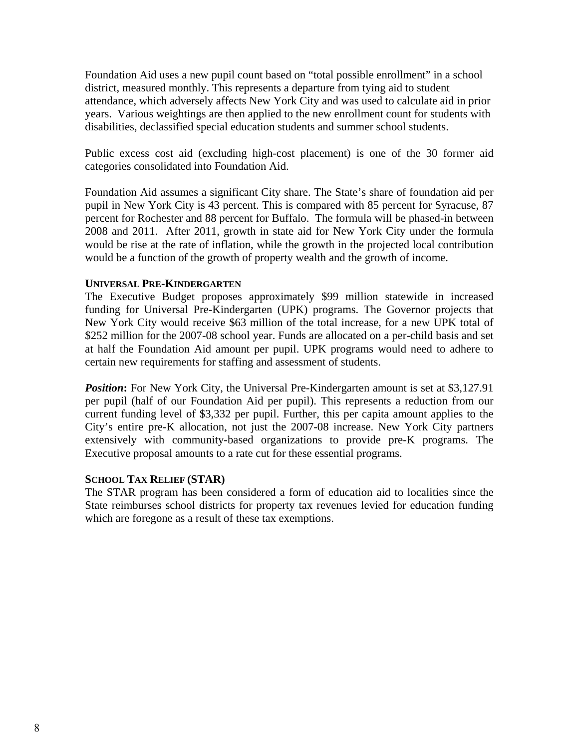Foundation Aid uses a new pupil count based on "total possible enrollment" in a school district, measured monthly. This represents a departure from tying aid to student attendance, which adversely affects New York City and was used to calculate aid in prior years. Various weightings are then applied to the new enrollment count for students with disabilities, declassified special education students and summer school students.

Public excess cost aid (excluding high-cost placement) is one of the 30 former aid categories consolidated into Foundation Aid.

Foundation Aid assumes a significant City share. The State's share of foundation aid per pupil in New York City is 43 percent. This is compared with 85 percent for Syracuse, 87 percent for Rochester and 88 percent for Buffalo. The formula will be phased-in between 2008 and 2011. After 2011, growth in state aid for New York City under the formula would be rise at the rate of inflation, while the growth in the projected local contribution would be a function of the growth of property wealth and the growth of income.

### UNIVERSAL PRE-KINDERGARTEN

The Executive Budget proposes approximately $99 million statewide in increased funding for Universal Pre-Kindergarten (UPK) programs. The Governor projects that New York City would receive $63 million of the total increase, for a new UPK total of $252 million for the 2007-08 school year. Funds are allocated on a per-child basis and set at half the Foundation Aid amount per pupil. UPK programs would need to adhere to certain new requirements for staffing and assessment of students.

***Position*:** For New York City, the Universal Pre-Kindergarten amount is set at $3,127.91 per pupil (half of our Foundation Aid per pupil). This represents a reduction from our current funding level of $3,332 per pupil. Further, this per capita amount applies to the City's entire pre-K allocation, not just the 2007-08 increase. New York City partners extensively with community-based organizations to provide pre-K programs. The Executive proposal amounts to a rate cut for these essential programs.

### SCHOOL TAX RELIEF (STAR)

The STAR program has been considered a form of education aid to localities since the State reimburses school districts for property tax revenues levied for education funding which are foregone as a result of these tax exemptions.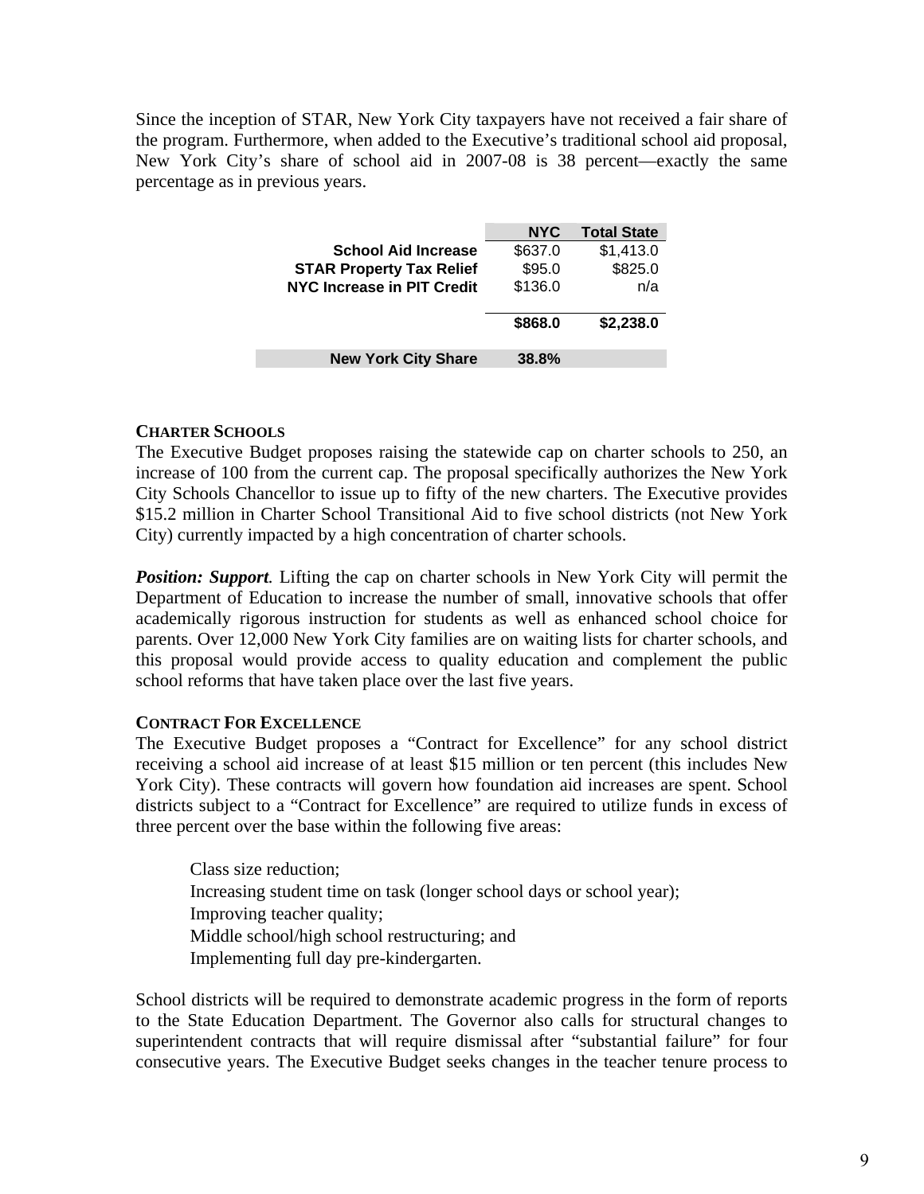Since the inception of STAR, New York City taxpayers have not received a fair share of the program. Furthermore, when added to the Executive's traditional school aid proposal, New York City's share of school aid in 2007-08 is 38 percent—exactly the same percentage as in previous years.

| | NYC | Total State |
|---|---|---|
| **School Aid Increase** | $637.0 | $1,413.0 |
| **STAR Property Tax Relief** | $95.0 | $825.0 |
| **NYC Increase in PIT Credit** | $136.0 | n/a |
| | **$868.0** | **$2,238.0** |
| **New York City Share** | **38.8%** | |

**CHARTER SCHOOLS**

The Executive Budget proposes raising the statewide cap on charter schools to 250, an increase of 100 from the current cap. The proposal specifically authorizes the New York City Schools Chancellor to issue up to fifty of the new charters. The Executive provides $15.2 million in Charter School Transitional Aid to five school districts (not New York City) currently impacted by a high concentration of charter schools.

***Position: Support.*** Lifting the cap on charter schools in New York City will permit the Department of Education to increase the number of small, innovative schools that offer academically rigorous instruction for students as well as enhanced school choice for parents. Over 12,000 New York City families are on waiting lists for charter schools, and this proposal would provide access to quality education and complement the public school reforms that have taken place over the last five years.

**CONTRACT FOR EXCELLENCE**

The Executive Budget proposes a "Contract for Excellence" for any school district receiving a school aid increase of at least $15 million or ten percent (this includes New York City). These contracts will govern how foundation aid increases are spent. School districts subject to a "Contract for Excellence" are required to utilize funds in excess of three percent over the base within the following five areas:

- Class size reduction;
- Increasing student time on task (longer school days or school year);
- Improving teacher quality;
- Middle school/high school restructuring; and
- Implementing full day pre-kindergarten.

School districts will be required to demonstrate academic progress in the form of reports to the State Education Department. The Governor also calls for structural changes to superintendent contracts that will require dismissal after "substantial failure" for four consecutive years. The Executive Budget seeks changes in the teacher tenure process to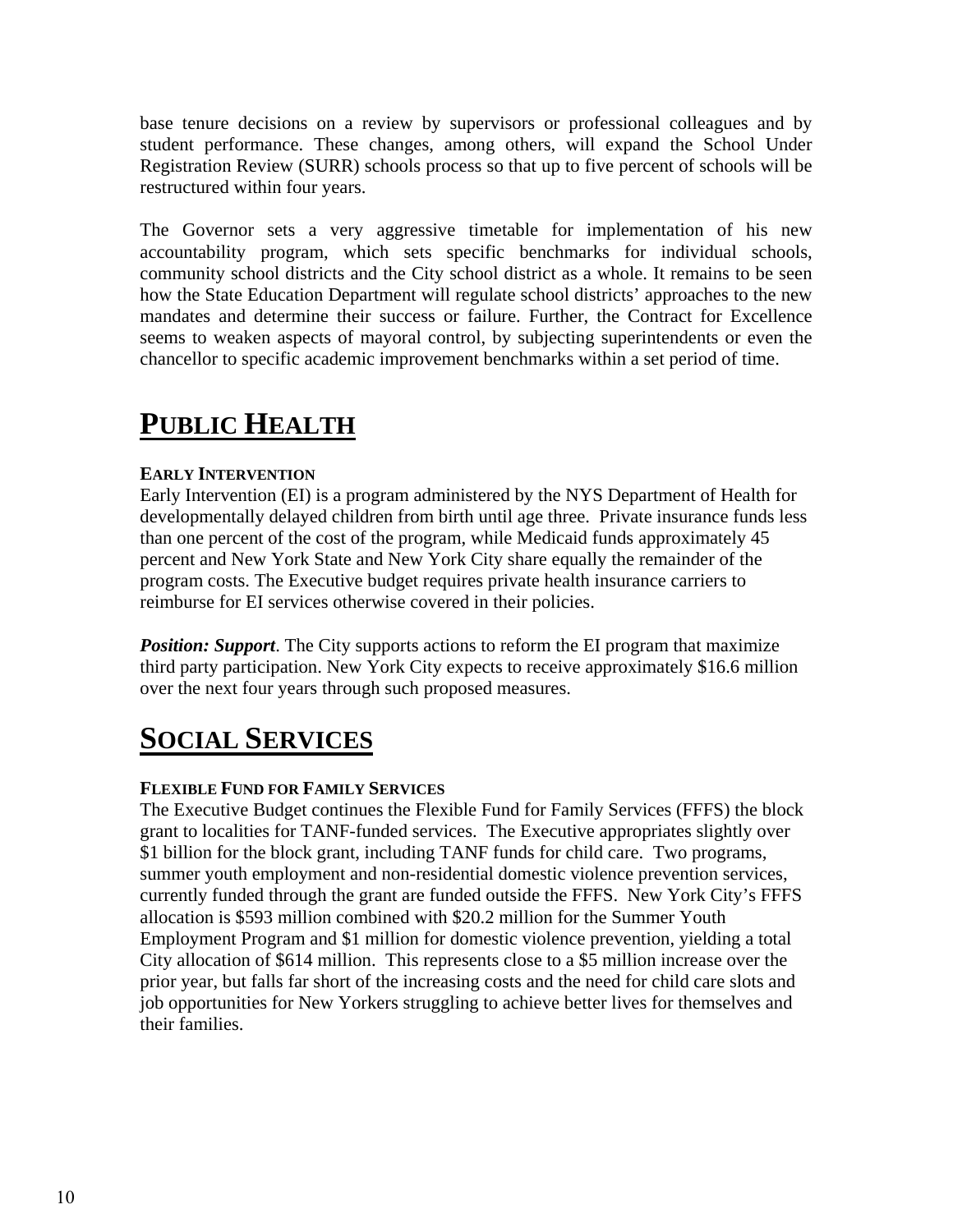base tenure decisions on a review by supervisors or professional colleagues and by student performance. These changes, among others, will expand the School Under Registration Review (SURR) schools process so that up to five percent of schools will be restructured within four years.

The Governor sets a very aggressive timetable for implementation of his new accountability program, which sets specific benchmarks for individual schools, community school districts and the City school district as a whole. It remains to be seen how the State Education Department will regulate school districts' approaches to the new mandates and determine their success or failure. Further, the Contract for Excellence seems to weaken aspects of mayoral control, by subjecting superintendents or even the chancellor to specific academic improvement benchmarks within a set period of time.

# PUBLIC HEALTH

### EARLY INTERVENTION

Early Intervention (EI) is a program administered by the NYS Department of Health for developmentally delayed children from birth until age three. Private insurance funds less than one percent of the cost of the program, while Medicaid funds approximately 45 percent and New York State and New York City share equally the remainder of the program costs. The Executive budget requires private health insurance carriers to reimburse for EI services otherwise covered in their policies.

***Position: Support***. The City supports actions to reform the EI program that maximize third party participation. New York City expects to receive approximately $16.6 million over the next four years through such proposed measures.

# SOCIAL SERVICES

### FLEXIBLE FUND FOR FAMILY SERVICES

The Executive Budget continues the Flexible Fund for Family Services (FFFS) the block grant to localities for TANF-funded services. The Executive appropriates slightly over $1 billion for the block grant, including TANF funds for child care. Two programs, summer youth employment and non-residential domestic violence prevention services, currently funded through the grant are funded outside the FFFS. New York City's FFFS allocation is $593 million combined with $20.2 million for the Summer Youth Employment Program and $1 million for domestic violence prevention, yielding a total City allocation of $614 million. This represents close to a $5 million increase over the prior year, but falls far short of the increasing costs and the need for child care slots and job opportunities for New Yorkers struggling to achieve better lives for themselves and their families.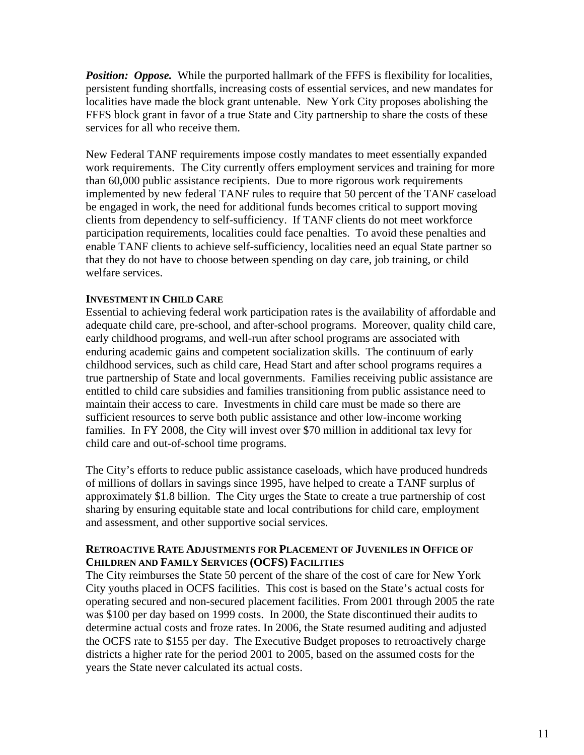***Position: Oppose.*** While the purported hallmark of the FFFS is flexibility for localities, persistent funding shortfalls, increasing costs of essential services, and new mandates for localities have made the block grant untenable. New York City proposes abolishing the FFFS block grant in favor of a true State and City partnership to share the costs of these services for all who receive them.

New Federal TANF requirements impose costly mandates to meet essentially expanded work requirements. The City currently offers employment services and training for more than 60,000 public assistance recipients. Due to more rigorous work requirements implemented by new federal TANF rules to require that 50 percent of the TANF caseload be engaged in work, the need for additional funds becomes critical to support moving clients from dependency to self-sufficiency. If TANF clients do not meet workforce participation requirements, localities could face penalties. To avoid these penalties and enable TANF clients to achieve self-sufficiency, localities need an equal State partner so that they do not have to choose between spending on day care, job training, or child welfare services.

**INVESTMENT IN CHILD CARE**

Essential to achieving federal work participation rates is the availability of affordable and adequate child care, pre-school, and after-school programs. Moreover, quality child care, early childhood programs, and well-run after school programs are associated with enduring academic gains and competent socialization skills. The continuum of early childhood services, such as child care, Head Start and after school programs requires a true partnership of State and local governments. Families receiving public assistance are entitled to child care subsidies and families transitioning from public assistance need to maintain their access to care. Investments in child care must be made so there are sufficient resources to serve both public assistance and other low-income working families. In FY 2008, the City will invest over $70 million in additional tax levy for child care and out-of-school time programs.

The City's efforts to reduce public assistance caseloads, which have produced hundreds of millions of dollars in savings since 1995, have helped to create a TANF surplus of approximately $1.8 billion. The City urges the State to create a true partnership of cost sharing by ensuring equitable state and local contributions for child care, employment and assessment, and other supportive social services.

**RETROACTIVE RATE ADJUSTMENTS FOR PLACEMENT OF JUVENILES IN OFFICE OF CHILDREN AND FAMILY SERVICES (OCFS) FACILITIES**

The City reimburses the State 50 percent of the share of the cost of care for New York City youths placed in OCFS facilities. This cost is based on the State's actual costs for operating secured and non-secured placement facilities. From 2001 through 2005 the rate was $100 per day based on 1999 costs. In 2000, the State discontinued their audits to determine actual costs and froze rates. In 2006, the State resumed auditing and adjusted the OCFS rate to $155 per day. The Executive Budget proposes to retroactively charge districts a higher rate for the period 2001 to 2005, based on the assumed costs for the years the State never calculated its actual costs.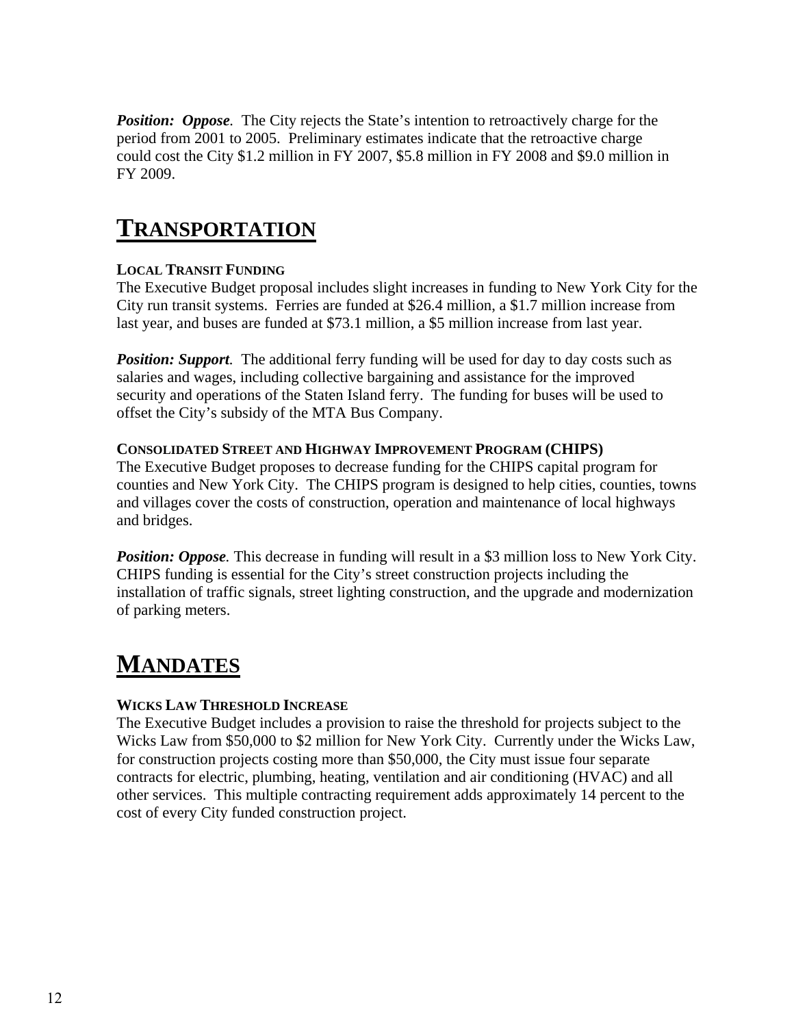***Position: Oppose***. The City rejects the State's intention to retroactively charge for the period from 2001 to 2005. Preliminary estimates indicate that the retroactive charge could cost the City $1.2 million in FY 2007, $5.8 million in FY 2008 and $9.0 million in FY 2009.

# TRANSPORTATION

### LOCAL TRANSIT FUNDING

The Executive Budget proposal includes slight increases in funding to New York City for the City run transit systems. Ferries are funded at $26.4 million, a $1.7 million increase from last year, and buses are funded at $73.1 million, a $5 million increase from last year.

***Position: Support***. The additional ferry funding will be used for day to day costs such as salaries and wages, including collective bargaining and assistance for the improved security and operations of the Staten Island ferry. The funding for buses will be used to offset the City's subsidy of the MTA Bus Company.

### CONSOLIDATED STREET AND HIGHWAY IMPROVEMENT PROGRAM (CHIPS)

The Executive Budget proposes to decrease funding for the CHIPS capital program for counties and New York City. The CHIPS program is designed to help cities, counties, towns and villages cover the costs of construction, operation and maintenance of local highways and bridges.

***Position: Oppose***. This decrease in funding will result in a $3 million loss to New York City. CHIPS funding is essential for the City's street construction projects including the installation of traffic signals, street lighting construction, and the upgrade and modernization of parking meters.

# MANDATES

### WICKS LAW THRESHOLD INCREASE

The Executive Budget includes a provision to raise the threshold for projects subject to the Wicks Law from $50,000 to $2 million for New York City. Currently under the Wicks Law, for construction projects costing more than $50,000, the City must issue four separate contracts for electric, plumbing, heating, ventilation and air conditioning (HVAC) and all other services. This multiple contracting requirement adds approximately 14 percent to the cost of every City funded construction project.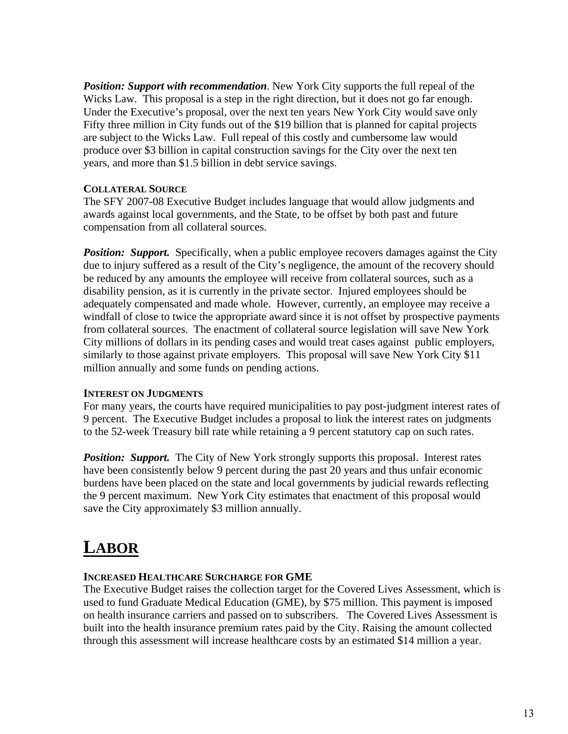***Position: Support with recommendation***. New York City supports the full repeal of the Wicks Law. This proposal is a step in the right direction, but it does not go far enough. Under the Executive's proposal, over the next ten years New York City would save only Fifty three million in City funds out of the $19 billion that is planned for capital projects are subject to the Wicks Law. Full repeal of this costly and cumbersome law would produce over $3 billion in capital construction savings for the City over the next ten years, and more than $1.5 billion in debt service savings.

#### COLLATERAL SOURCE

The SFY 2007-08 Executive Budget includes language that would allow judgments and awards against local governments, and the State, to be offset by both past and future compensation from all collateral sources.

***Position: Support.*** Specifically, when a public employee recovers damages against the City due to injury suffered as a result of the City's negligence, the amount of the recovery should be reduced by any amounts the employee will receive from collateral sources, such as a disability pension, as it is currently in the private sector. Injured employees should be adequately compensated and made whole. However, currently, an employee may receive a windfall of close to twice the appropriate award since it is not offset by prospective payments from collateral sources. The enactment of collateral source legislation will save New York City millions of dollars in its pending cases and would treat cases against public employers, similarly to those against private employers. This proposal will save New York City $11 million annually and some funds on pending actions.

#### INTEREST ON JUDGMENTS

For many years, the courts have required municipalities to pay post-judgment interest rates of 9 percent. The Executive Budget includes a proposal to link the interest rates on judgments to the 52-week Treasury bill rate while retaining a 9 percent statutory cap on such rates.

***Position: Support.*** The City of New York strongly supports this proposal. Interest rates have been consistently below 9 percent during the past 20 years and thus unfair economic burdens have been placed on the state and local governments by judicial rewards reflecting the 9 percent maximum. New York City estimates that enactment of this proposal would save the City approximately $3 million annually.

# LABOR

#### INCREASED HEALTHCARE SURCHARGE FOR GME

The Executive Budget raises the collection target for the Covered Lives Assessment, which is used to fund Graduate Medical Education (GME), by $75 million. This payment is imposed on health insurance carriers and passed on to subscribers. The Covered Lives Assessment is built into the health insurance premium rates paid by the City. Raising the amount collected through this assessment will increase healthcare costs by an estimated $14 million a year.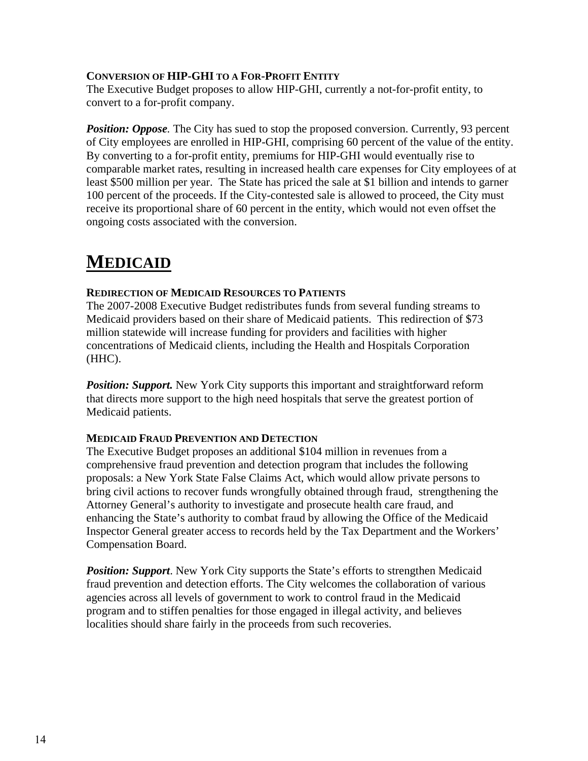### Conversion of HIP-GHI to a For-Profit Entity

The Executive Budget proposes to allow HIP-GHI, currently a not-for-profit entity, to convert to a for-profit company.

***Position: Oppose*.** The City has sued to stop the proposed conversion. Currently, 93 percent of City employees are enrolled in HIP-GHI, comprising 60 percent of the value of the entity. By converting to a for-profit entity, premiums for HIP-GHI would eventually rise to comparable market rates, resulting in increased health care expenses for City employees of at least $500 million per year. The State has priced the sale at $1 billion and intends to garner 100 percent of the proceeds. If the City-contested sale is allowed to proceed, the City must receive its proportional share of 60 percent in the entity, which would not even offset the ongoing costs associated with the conversion.

## Medicaid

### Redirection of Medicaid Resources to Patients

The 2007-2008 Executive Budget redistributes funds from several funding streams to Medicaid providers based on their share of Medicaid patients. This redirection of $73 million statewide will increase funding for providers and facilities with higher concentrations of Medicaid clients, including the Health and Hospitals Corporation (HHC).

***Position: Support.*** New York City supports this important and straightforward reform that directs more support to the high need hospitals that serve the greatest portion of Medicaid patients.

### Medicaid Fraud Prevention and Detection

The Executive Budget proposes an additional $104 million in revenues from a comprehensive fraud prevention and detection program that includes the following proposals: a New York State False Claims Act, which would allow private persons to bring civil actions to recover funds wrongfully obtained through fraud, strengthening the Attorney General's authority to investigate and prosecute health care fraud, and enhancing the State's authority to combat fraud by allowing the Office of the Medicaid Inspector General greater access to records held by the Tax Department and the Workers' Compensation Board.

***Position: Support*.** New York City supports the State's efforts to strengthen Medicaid fraud prevention and detection efforts. The City welcomes the collaboration of various agencies across all levels of government to work to control fraud in the Medicaid program and to stiffen penalties for those engaged in illegal activity, and believes localities should share fairly in the proceeds from such recoveries.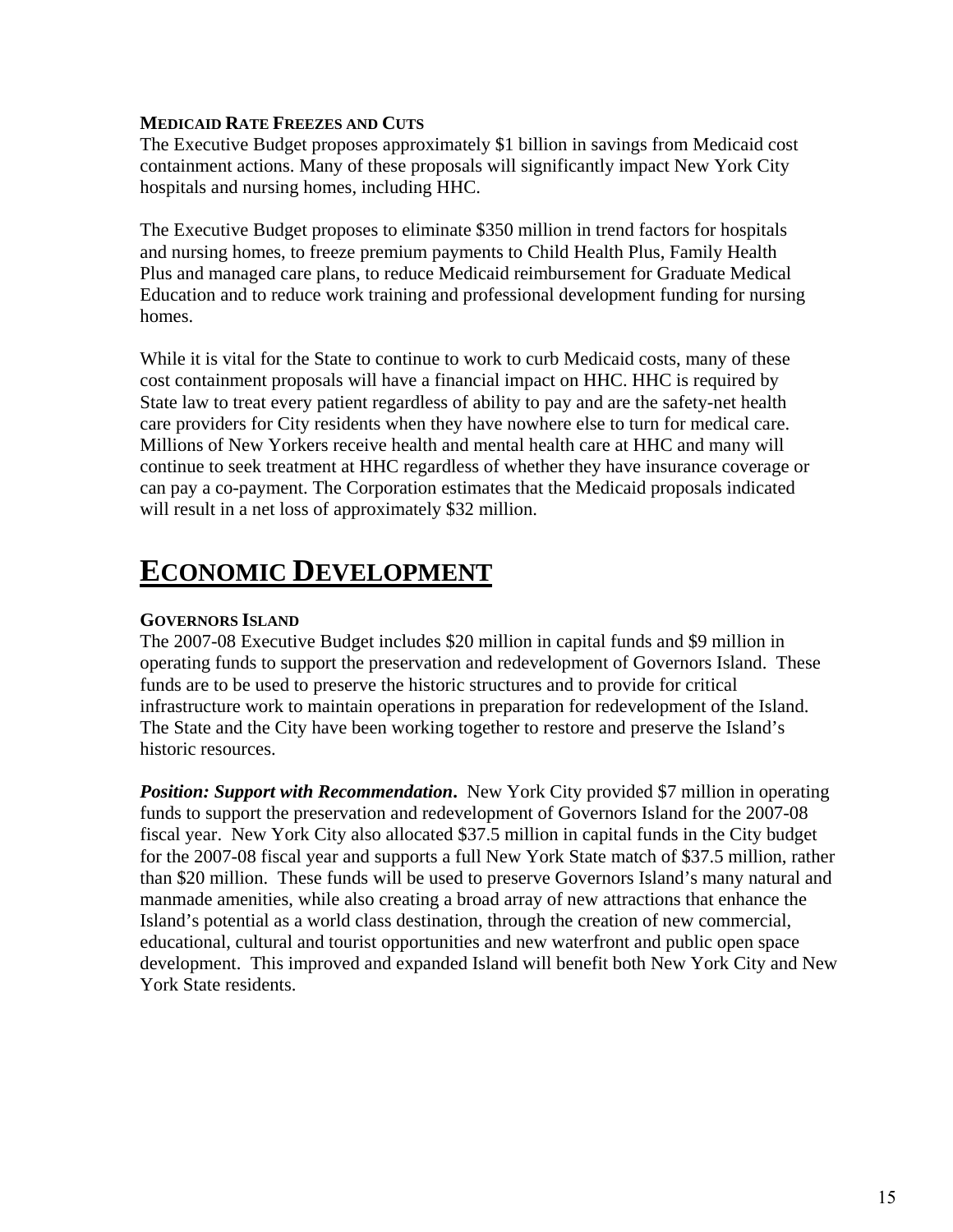### MEDICAID RATE FREEZES AND CUTS

The Executive Budget proposes approximately $1 billion in savings from Medicaid cost containment actions. Many of these proposals will significantly impact New York City hospitals and nursing homes, including HHC.

The Executive Budget proposes to eliminate $350 million in trend factors for hospitals and nursing homes, to freeze premium payments to Child Health Plus, Family Health Plus and managed care plans, to reduce Medicaid reimbursement for Graduate Medical Education and to reduce work training and professional development funding for nursing homes.

While it is vital for the State to continue to work to curb Medicaid costs, many of these cost containment proposals will have a financial impact on HHC. HHC is required by State law to treat every patient regardless of ability to pay and are the safety-net health care providers for City residents when they have nowhere else to turn for medical care. Millions of New Yorkers receive health and mental health care at HHC and many will continue to seek treatment at HHC regardless of whether they have insurance coverage or can pay a co-payment. The Corporation estimates that the Medicaid proposals indicated will result in a net loss of approximately $32 million.

# ECONOMIC DEVELOPMENT

### GOVERNORS ISLAND

The 2007-08 Executive Budget includes $20 million in capital funds and $9 million in operating funds to support the preservation and redevelopment of Governors Island. These funds are to be used to preserve the historic structures and to provide for critical infrastructure work to maintain operations in preparation for redevelopment of the Island. The State and the City have been working together to restore and preserve the Island's historic resources.

***Position: Support with Recommendation.*** New York City provided $7 million in operating funds to support the preservation and redevelopment of Governors Island for the 2007-08 fiscal year. New York City also allocated $37.5 million in capital funds in the City budget for the 2007-08 fiscal year and supports a full New York State match of $37.5 million, rather than $20 million. These funds will be used to preserve Governors Island's many natural and manmade amenities, while also creating a broad array of new attractions that enhance the Island's potential as a world class destination, through the creation of new commercial, educational, cultural and tourist opportunities and new waterfront and public open space development. This improved and expanded Island will benefit both New York City and New York State residents.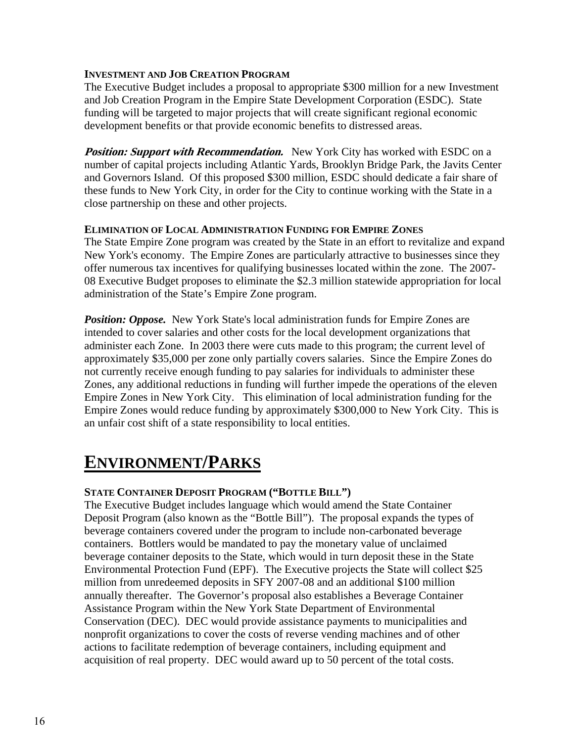### INVESTMENT AND JOB CREATION PROGRAM

The Executive Budget includes a proposal to appropriate $300 million for a new Investment and Job Creation Program in the Empire State Development Corporation (ESDC). State funding will be targeted to major projects that will create significant regional economic development benefits or that provide economic benefits to distressed areas.

***Position: Support with Recommendation.*** New York City has worked with ESDC on a number of capital projects including Atlantic Yards, Brooklyn Bridge Park, the Javits Center and Governors Island. Of this proposed $300 million, ESDC should dedicate a fair share of these funds to New York City, in order for the City to continue working with the State in a close partnership on these and other projects.

### ELIMINATION OF LOCAL ADMINISTRATION FUNDING FOR EMPIRE ZONES

The State Empire Zone program was created by the State in an effort to revitalize and expand New York's economy. The Empire Zones are particularly attractive to businesses since they offer numerous tax incentives for qualifying businesses located within the zone. The 2007-08 Executive Budget proposes to eliminate the $2.3 million statewide appropriation for local administration of the State's Empire Zone program.

***Position: Oppose.*** New York State's local administration funds for Empire Zones are intended to cover salaries and other costs for the local development organizations that administer each Zone. In 2003 there were cuts made to this program; the current level of approximately $35,000 per zone only partially covers salaries. Since the Empire Zones do not currently receive enough funding to pay salaries for individuals to administer these Zones, any additional reductions in funding will further impede the operations of the eleven Empire Zones in New York City. This elimination of local administration funding for the Empire Zones would reduce funding by approximately $300,000 to New York City. This is an unfair cost shift of a state responsibility to local entities.

# ENVIRONMENT/PARKS

### STATE CONTAINER DEPOSIT PROGRAM ("BOTTLE BILL")

The Executive Budget includes language which would amend the State Container Deposit Program (also known as the "Bottle Bill"). The proposal expands the types of beverage containers covered under the program to include non-carbonated beverage containers. Bottlers would be mandated to pay the monetary value of unclaimed beverage container deposits to the State, which would in turn deposit these in the State Environmental Protection Fund (EPF). The Executive projects the State will collect $25 million from unredeemed deposits in SFY 2007-08 and an additional $100 million annually thereafter. The Governor's proposal also establishes a Beverage Container Assistance Program within the New York State Department of Environmental Conservation (DEC). DEC would provide assistance payments to municipalities and nonprofit organizations to cover the costs of reverse vending machines and of other actions to facilitate redemption of beverage containers, including equipment and acquisition of real property. DEC would award up to 50 percent of the total costs.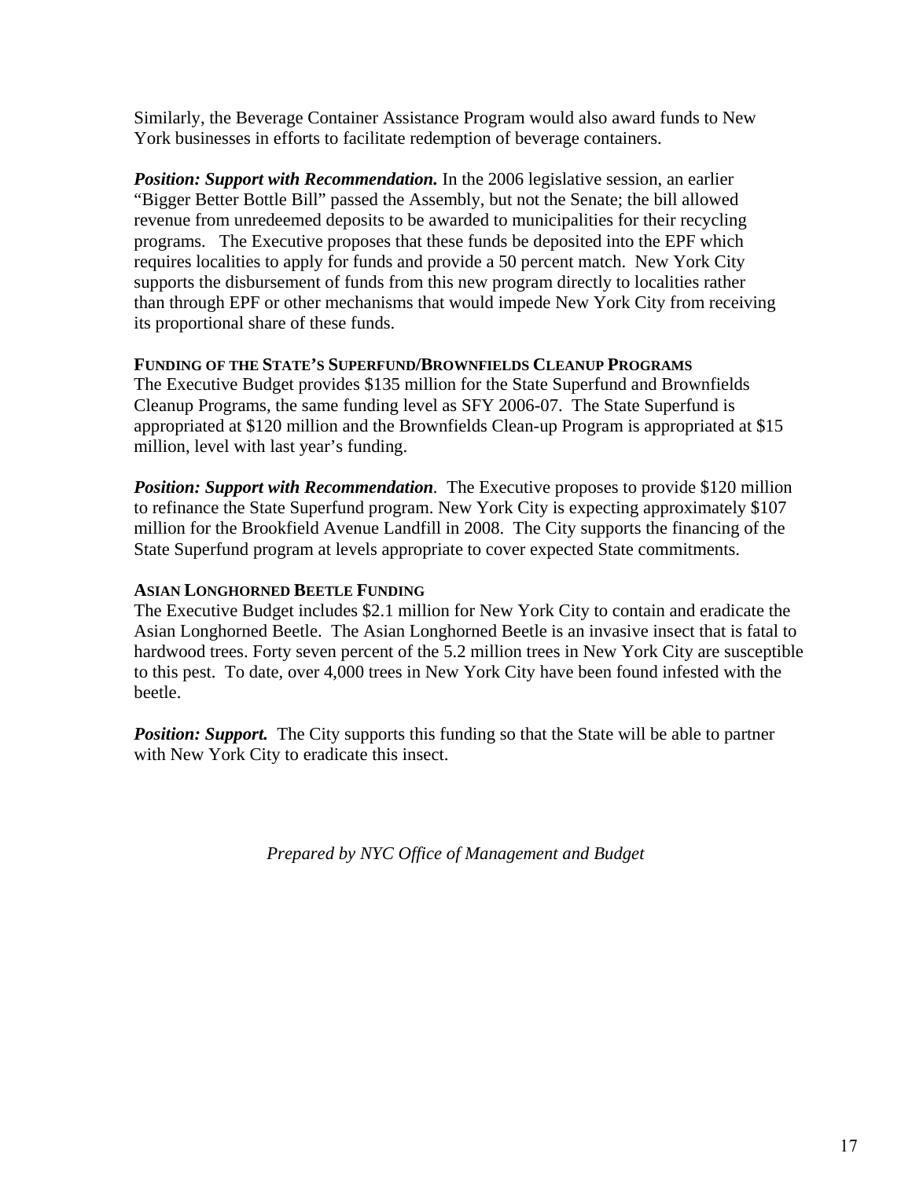Similarly, the Beverage Container Assistance Program would also award funds to New York businesses in efforts to facilitate redemption of beverage containers.

***Position: Support with Recommendation.*** In the 2006 legislative session, an earlier "Bigger Better Bottle Bill" passed the Assembly, but not the Senate; the bill allowed revenue from unredeemed deposits to be awarded to municipalities for their recycling programs. The Executive proposes that these funds be deposited into the EPF which requires localities to apply for funds and provide a 50 percent match. New York City supports the disbursement of funds from this new program directly to localities rather than through EPF or other mechanisms that would impede New York City from receiving its proportional share of these funds.

**FUNDING OF THE STATE'S SUPERFUND/BROWNFIELDS CLEANUP PROGRAMS**

The Executive Budget provides $135 million for the State Superfund and Brownfields Cleanup Programs, the same funding level as SFY 2006-07. The State Superfund is appropriated at $120 million and the Brownfields Clean-up Program is appropriated at $15 million, level with last year's funding.

***Position: Support with Recommendation***. The Executive proposes to provide $120 million to refinance the State Superfund program. New York City is expecting approximately $107 million for the Brookfield Avenue Landfill in 2008. The City supports the financing of the State Superfund program at levels appropriate to cover expected State commitments.

**ASIAN LONGHORNED BEETLE FUNDING**

The Executive Budget includes $2.1 million for New York City to contain and eradicate the Asian Longhorned Beetle. The Asian Longhorned Beetle is an invasive insect that is fatal to hardwood trees. Forty seven percent of the 5.2 million trees in New York City are susceptible to this pest. To date, over 4,000 trees in New York City have been found infested with the beetle.

***Position: Support.*** The City supports this funding so that the State will be able to partner with New York City to eradicate this insect.

*Prepared by NYC Office of Management and Budget*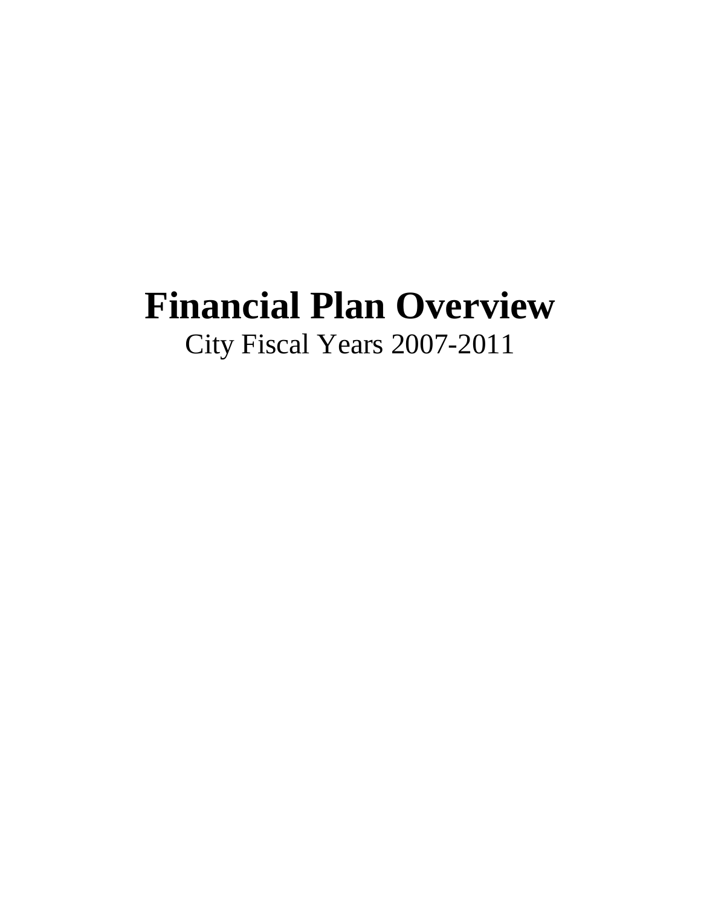# Financial Plan Overview

City Fiscal Years 2007-2011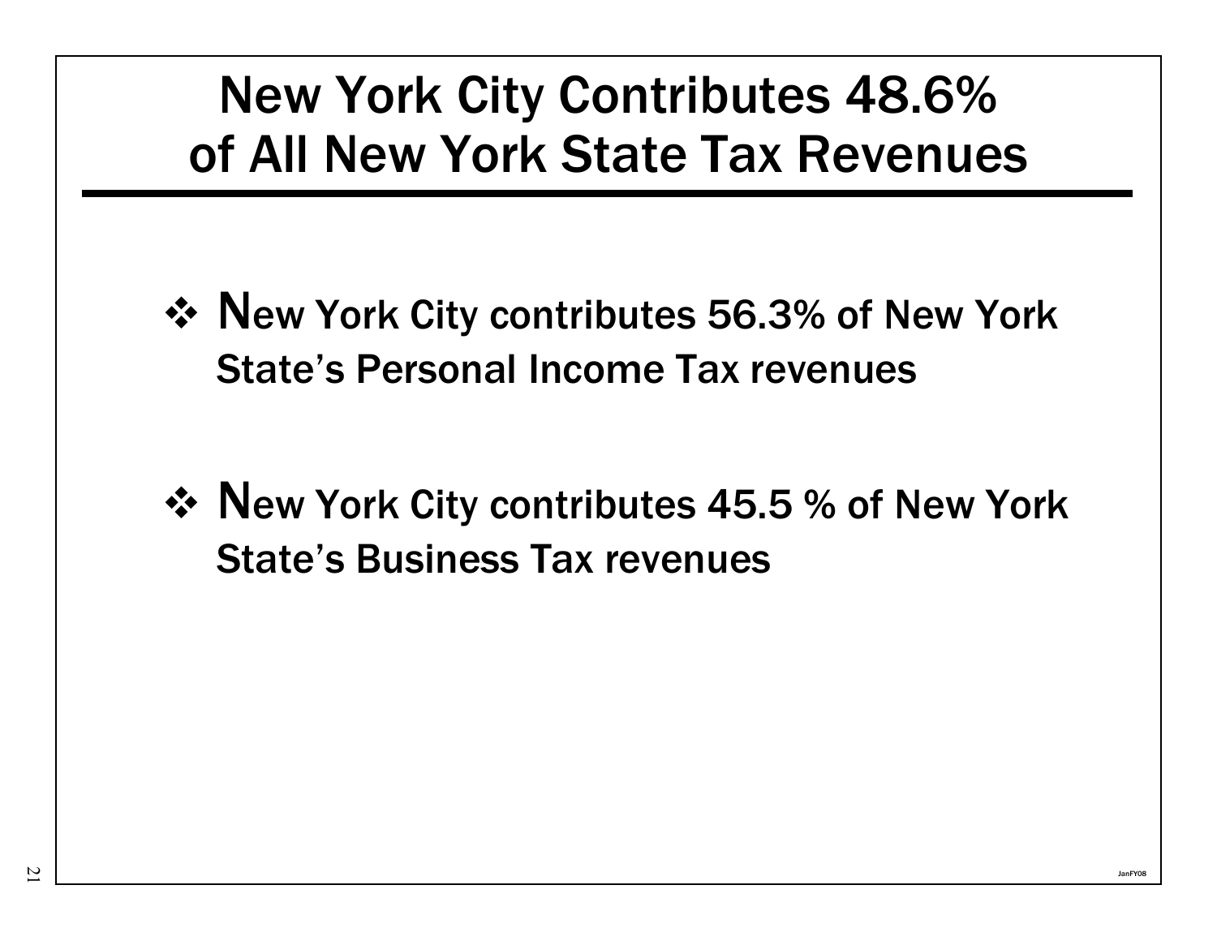# New York City Contributes 48.6% of All New York State Tax Revenues

- New York City contributes 56.3% of New York State's Personal Income Tax revenues

- New York City contributes 45.5 % of New York State's Business Tax revenues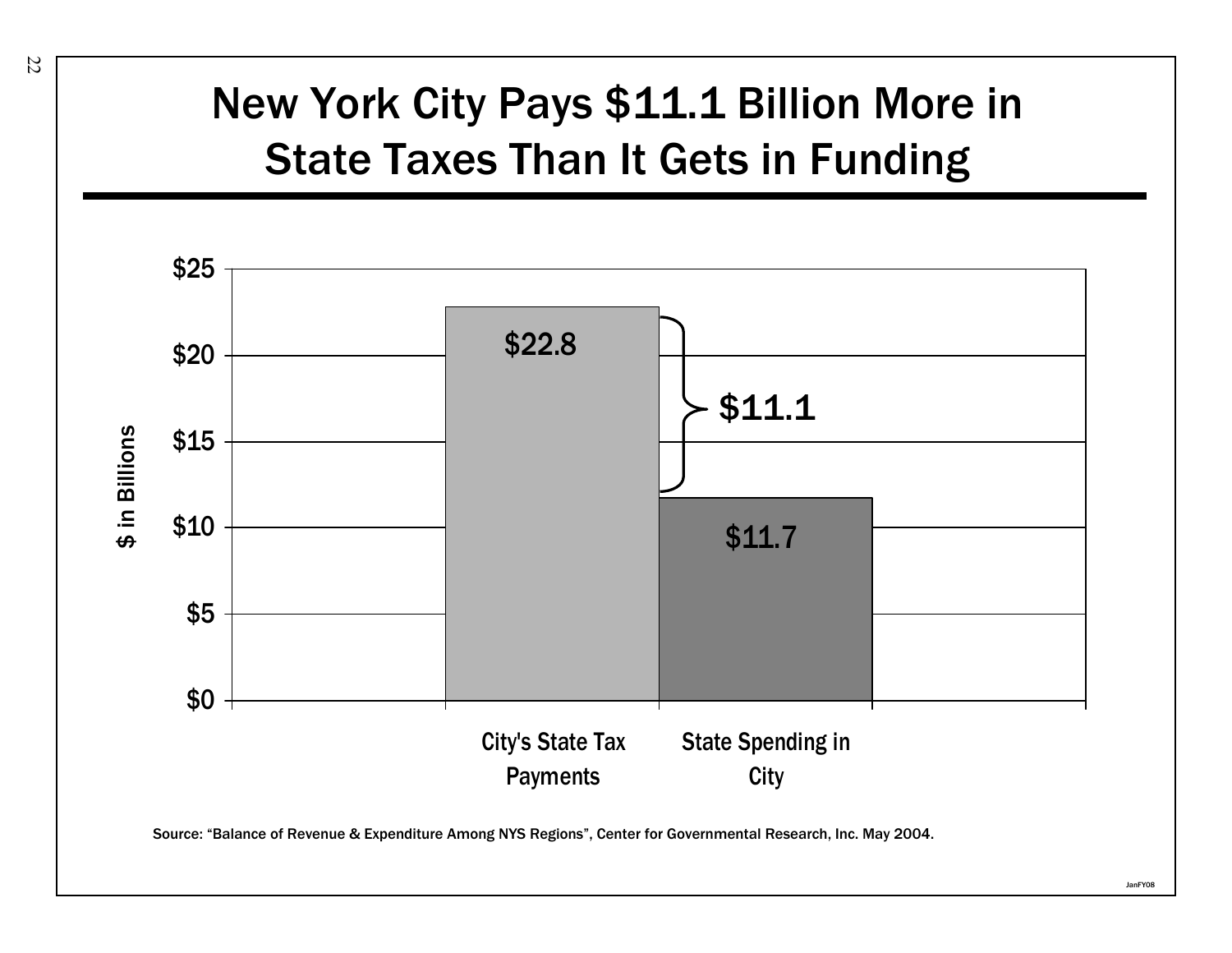# New York City Pays $11.1 Billion More in State Taxes Than It Gets in Funding

| | $ in Billions |
|---|---|
| City's State Tax Payments | $22.8 |
| State Spending in City | $11.7 |
| Difference | $11.1 |

Source: "Balance of Revenue & Expenditure Among NYS Regions", Center for Governmental Research, Inc. May 2004.

JanFY08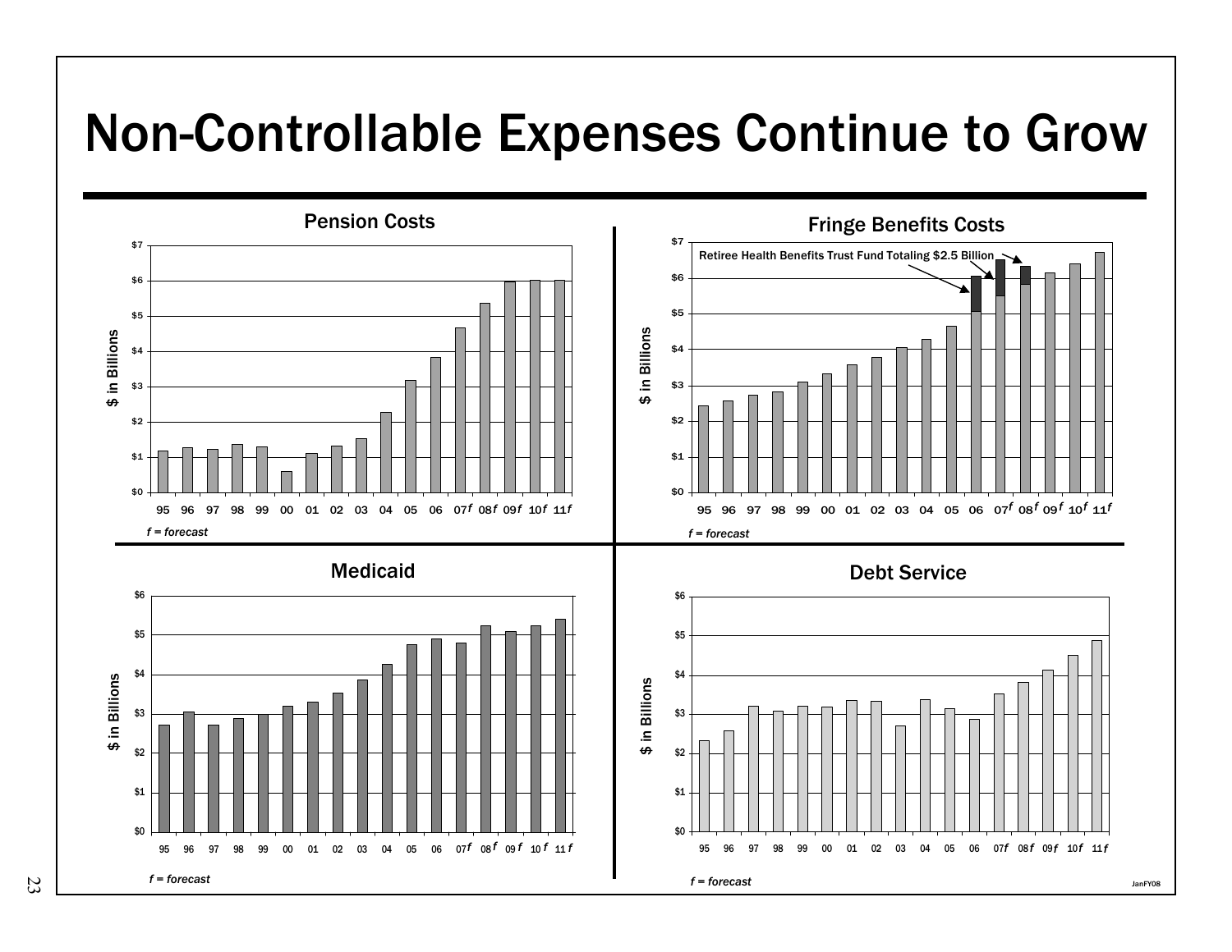# Non-Controllable Expenses Continue to Grow

## Pension Costs

$ in Billions

$0 – $7

95 96 97 98 99 00 01 02 03 04 05 06 07f 08f 09f 10f 11f

*f = forecast*

## Fringe Benefits Costs

Retiree Health Benefits Trust Fund Totaling $2.5 Billion

$ in Billions

$0 – $7

95 96 97 98 99 00 01 02 03 04 05 06 07f 08f 09f 10f 11f

*f = forecast*

## Medicaid

$ in Billions

$0 – $6

95 96 97 98 99 00 01 02 03 04 05 06 07f 08f 09f 10f 11f

*f = forecast*

## Debt Service

$ in Billions

$0 – $6

95 96 97 98 99 00 01 02 03 04 05 06 07f 08f 09f 10f 11f

*f = forecast*

JanFY08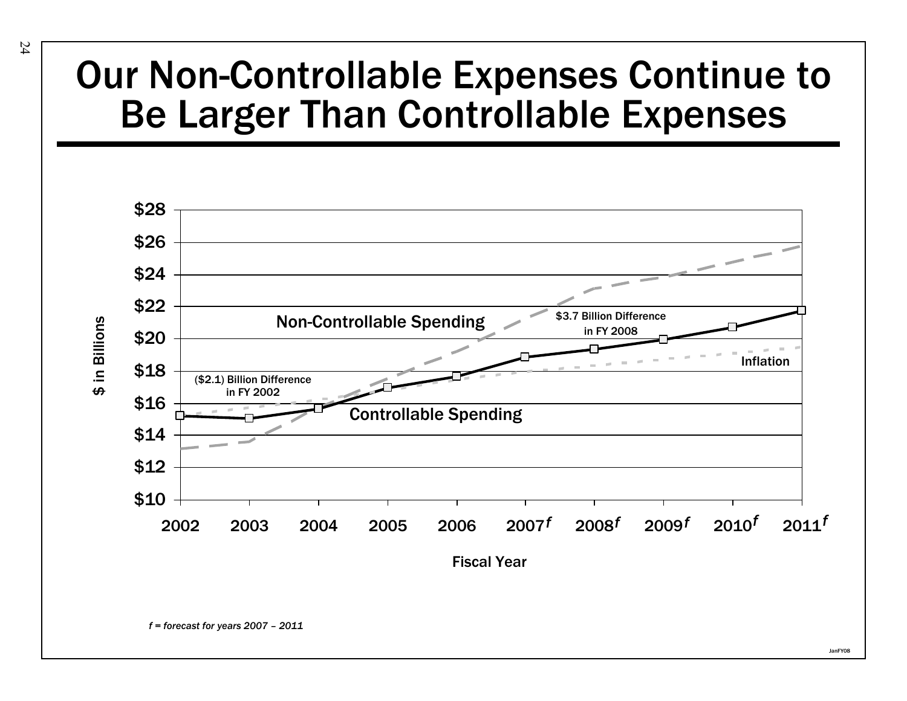# Our Non-Controllable Expenses Continue to Be Larger Than Controllable Expenses

$ in Billions

$28
$26
$24
$22
$20
$18
$16
$14
$12
$10

Non-Controllable Spending

$3.7 Billion Difference in FY 2008

($2.1) Billion Difference in FY 2002

Controllable Spending

Inflation

2002 2003 2004 2005 2006 2007*f* 2008*f* 2009*f* 2010*f* 2011*f*

Fiscal Year

*f = forecast for years 2007 – 2011*

JanFY08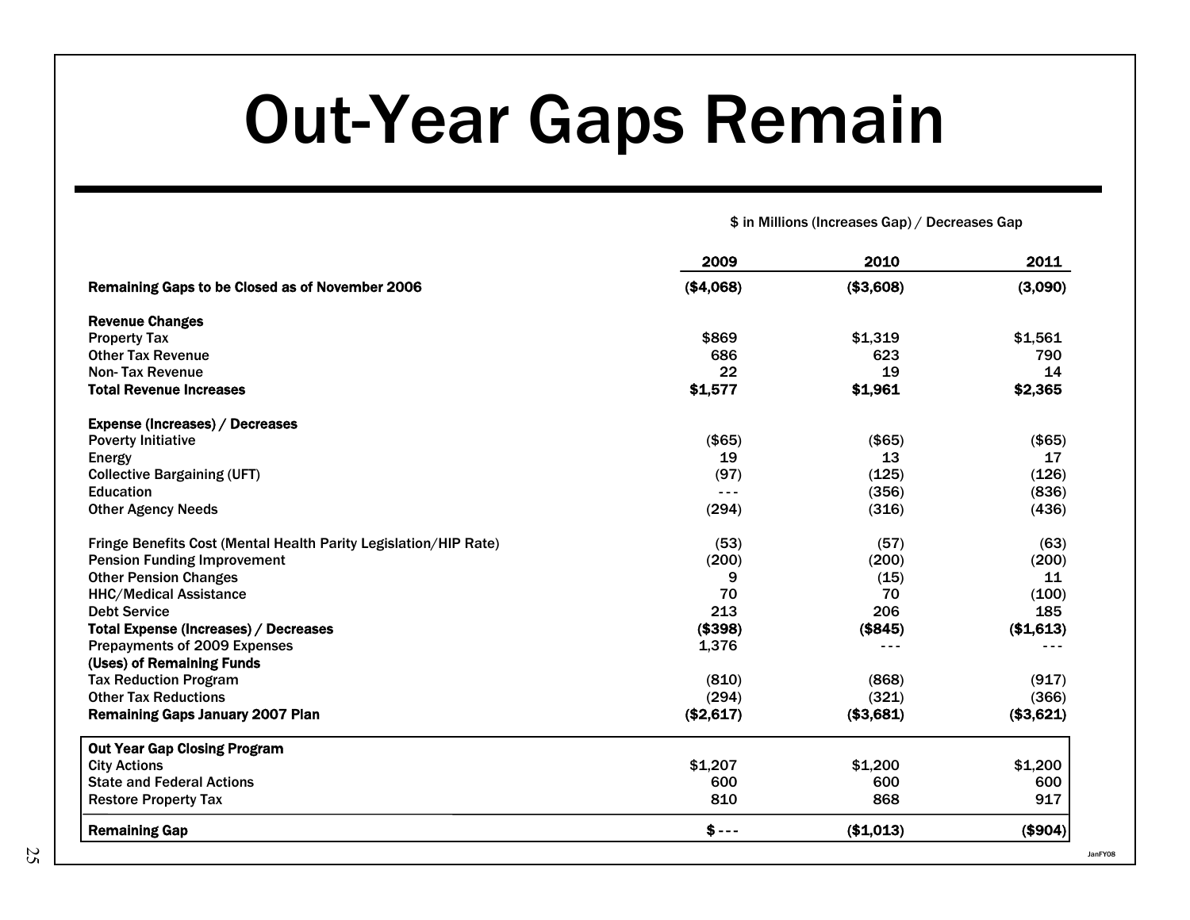# Out-Year Gaps Remain

$ in Millions (Increases Gap) / Decreases Gap

| | 2009 | 2010 | 2011 |
|---|---|---|---|
| **Remaining Gaps to be Closed as of November 2006** | **($4,068)** | **($3,608)** | **(3,090)** |
| | | | |
| **Revenue Changes** | | | |
| Property Tax | $869 | $1,319 | $1,561 |
| Other Tax Revenue | 686 | 623 | 790 |
| Non- Tax Revenue | 22 | 19 | 14 |
| **Total Revenue Increases** | **$1,577** | **$1,961** | **$2,365** |
| | | | |
| **Expense (Increases) / Decreases** | | | |
| Poverty Initiative | ($65) | ($65) | ($65) |
| Energy | 19 | 13 | 17 |
| Collective Bargaining (UFT) | (97) | (125) | (126) |
| Education | --- | (356) | (836) |
| Other Agency Needs | (294) | (316) | (436) |
| | | | |
| Fringe Benefits Cost (Mental Health Parity Legislation/HIP Rate) | (53) | (57) | (63) |
| Pension Funding Improvement | (200) | (200) | (200) |
| Other Pension Changes | 9 | (15) | 11 |
| HHC/Medical Assistance | 70 | 70 | (100) |
| Debt Service | 213 | 206 | 185 |
| **Total Expense (Increases) / Decreases** | **($398)** | **($845)** | **($1,613)** |
| Prepayments of 2009 Expenses | 1,376 | --- | --- |
| **(Uses) of Remaining Funds** | | | |
| Tax Reduction Program | (810) | (868) | (917) |
| Other Tax Reductions | (294) | (321) | (366) |
| **Remaining Gaps January 2007 Plan** | **($2,617)** | **($3,681)** | **($3,621)** |
| | | | |
| **Out Year Gap Closing Program** | | | |
| City Actions | $1,207 | $1,200 | $1,200 |
| State and Federal Actions | 600 | 600 | 600 |
| Restore Property Tax | 810 | 868 | 917 |
| **Remaining Gap** | **$ ---** | **($1,013)** | **($904)** |

JanFY08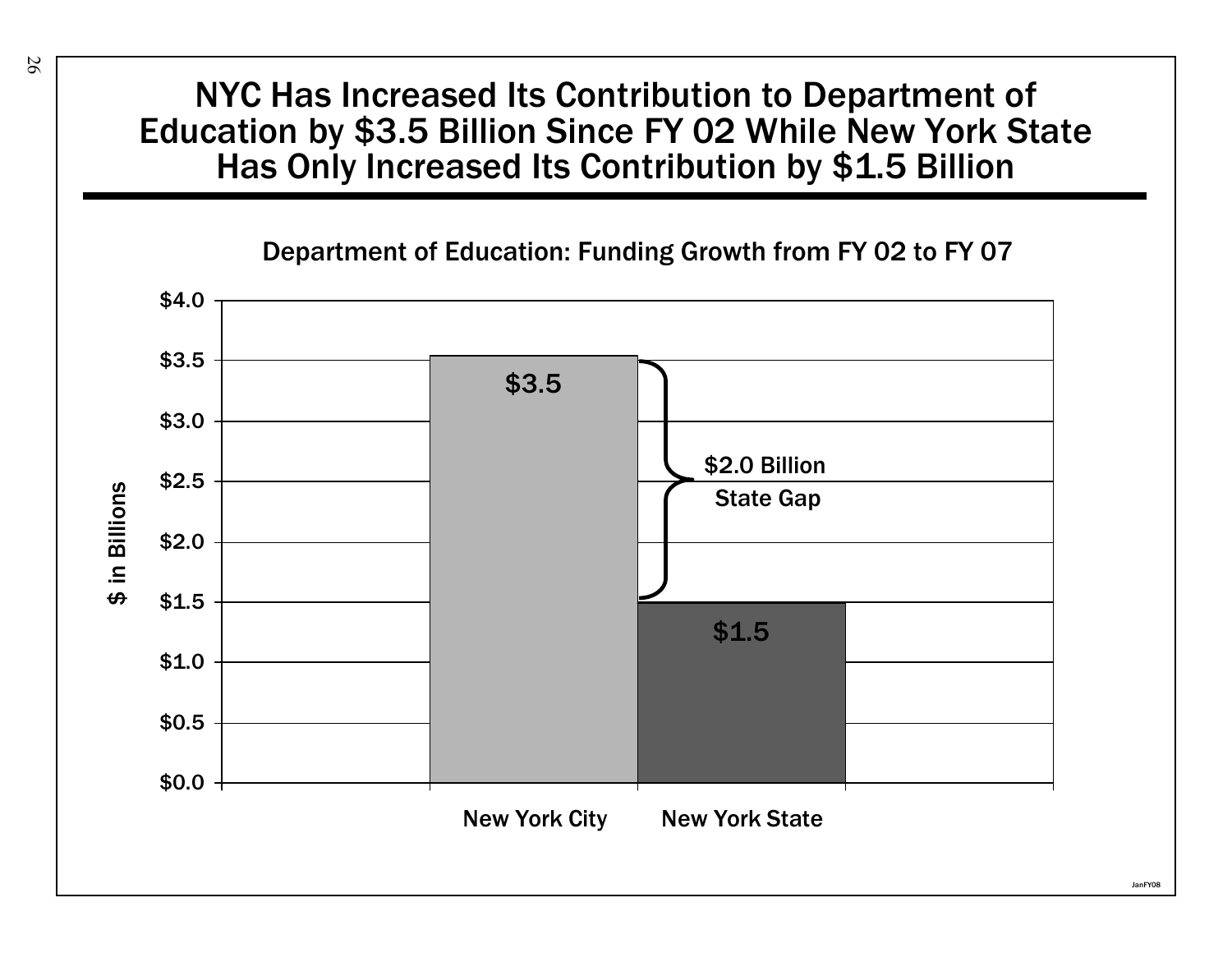# NYC Has Increased Its Contribution to Department of Education by $3.5 Billion Since FY 02 While New York State Has Only Increased Its Contribution by $1.5 Billion

**Department of Education: Funding Growth from FY 02 to FY 07**

| | $ in Billions |
|---|---|
| New York City | $3.5 |
| New York State | $1.5 |

$2.0 Billion State Gap

JanFY08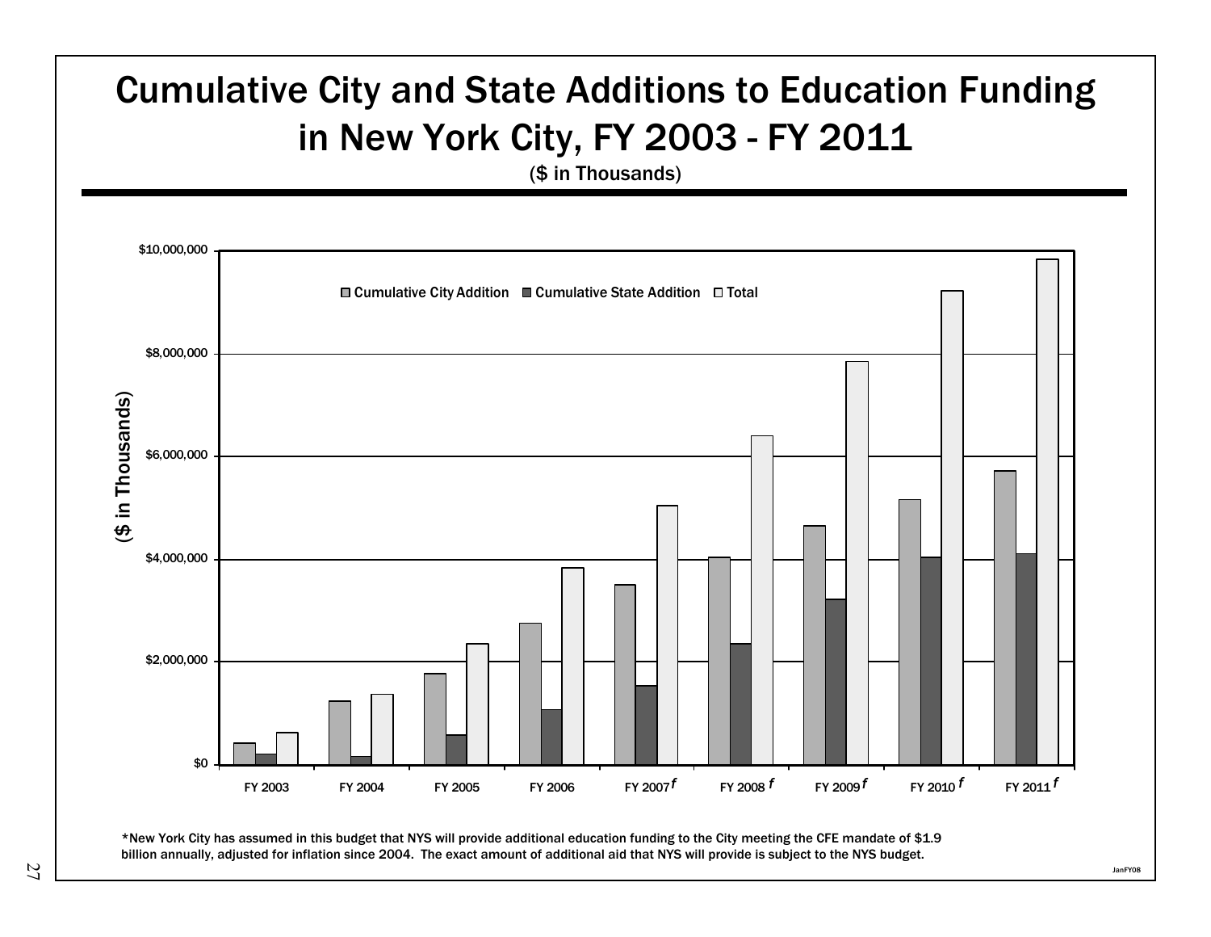# Cumulative City and State Additions to Education Funding in New York City, FY 2003 - FY 2011

($ in Thousands)

*New York City has assumed in this budget that NYS will provide additional education funding to the City meeting the CFE mandate of $1.9 billion annually, adjusted for inflation since 2004. The exact amount of additional aid that NYS will provide is subject to the NYS budget.

JanFY08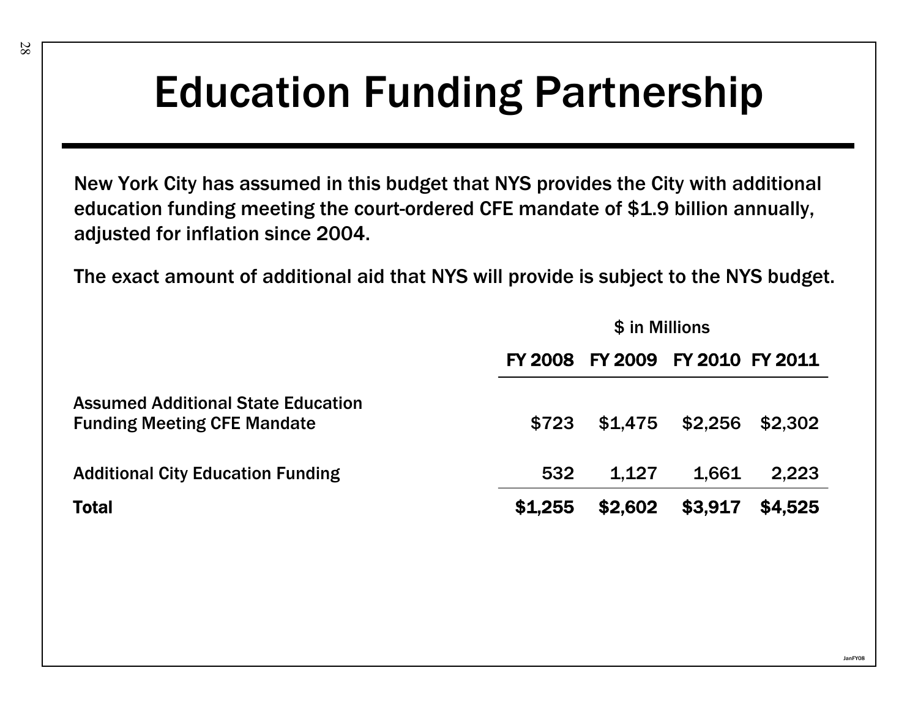# Education Funding Partnership

New York City has assumed in this budget that NYS provides the City with additional education funding meeting the court-ordered CFE mandate of $1.9 billion annually, adjusted for inflation since 2004.

The exact amount of additional aid that NYS will provide is subject to the NYS budget.

| | $ in Millions | | | |
|---|---|---|---|---|
| | **FY 2008** | **FY 2009** | **FY 2010** | **FY 2011** |
| Assumed Additional State Education Funding Meeting CFE Mandate | $723 | $1,475 | $2,256 | $2,302 |
| Additional City Education Funding | 532 | 1,127 | 1,661 | 2,223 |
| **Total** | **$1,255** | **$2,602** | **$3,917** | **$4,525** |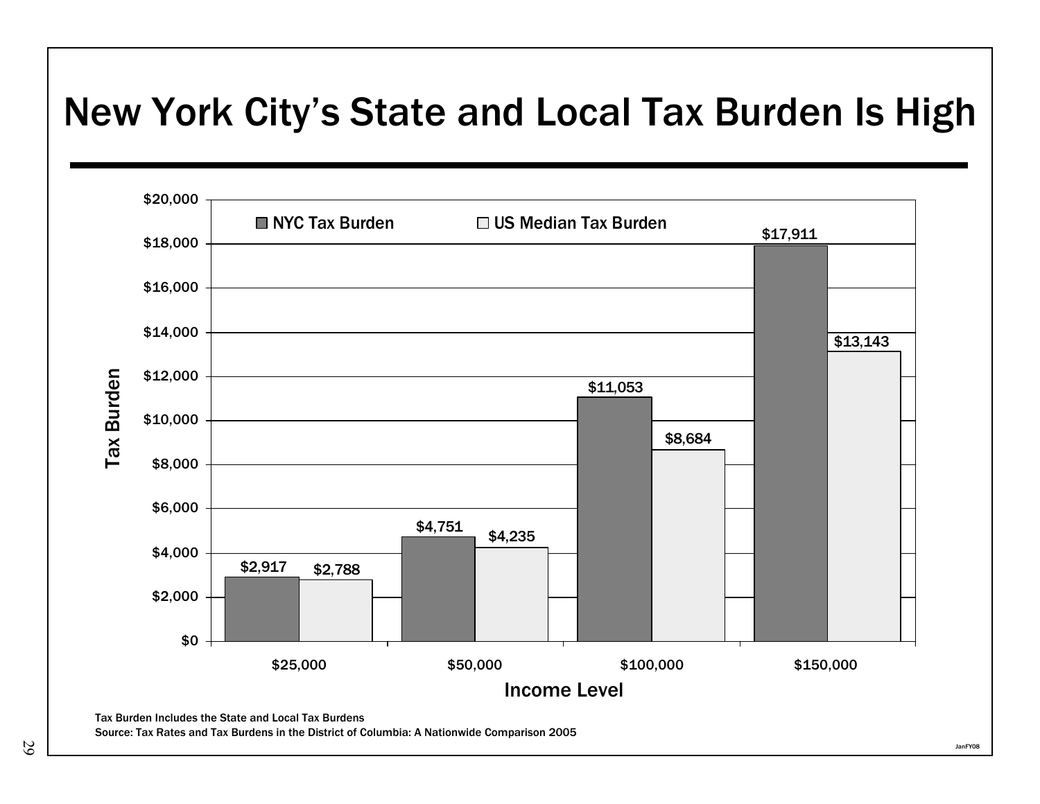# New York City's State and Local Tax Burden Is High

| Income Level | NYC Tax Burden | US Median Tax Burden |
|---|---|---|
| $25,000 | $2,917 | $2,788 |
| $50,000 | $4,751 | $4,235 |
| $100,000 | $11,053 | $8,684 |
| $150,000 | $17,911 | $13,143 |

Tax Burden Includes the State and Local Tax Burdens

Source: Tax Rates and Tax Burdens in the District of Columbia: A Nationwide Comparison 2005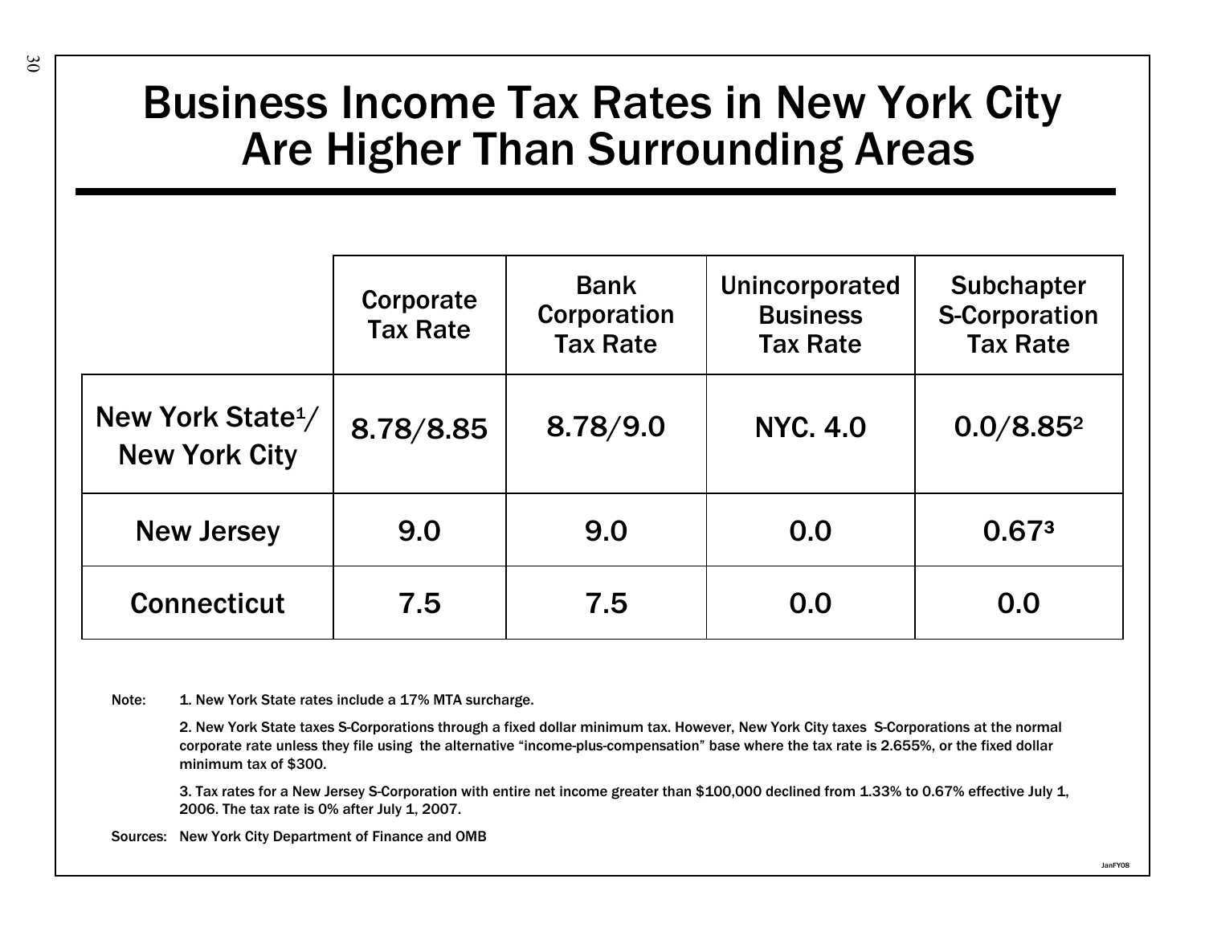# Business Income Tax Rates in New York City Are Higher Than Surrounding Areas

| | Corporate Tax Rate | Bank Corporation Tax Rate | Unincorporated Business Tax Rate | Subchapter S-Corporation Tax Rate |
|---|---|---|---|---|
| New York State[1]/ New York City | 8.78/8.85 | 8.78/9.0 | NYC. 4.0 | 0.0/8.85[2] |
| New Jersey | 9.0 | 9.0 | 0.0 | 0.67[3] |
| Connecticut | 7.5 | 7.5 | 0.0 | 0.0 |

Note:

1. New York State rates include a 17% MTA surcharge.
2. New York State taxes S-Corporations through a fixed dollar minimum tax. However, New York City taxes S-Corporations at the normal corporate rate unless they file using the alternative "income-plus-compensation" base where the tax rate is 2.655%, or the fixed dollar minimum tax of $300.
3. Tax rates for a New Jersey S-Corporation with entire net income greater than $100,000 declined from 1.33% to 0.67% effective July 1, 2006. The tax rate is 0% after July 1, 2007.

Sources: New York City Department of Finance and OMB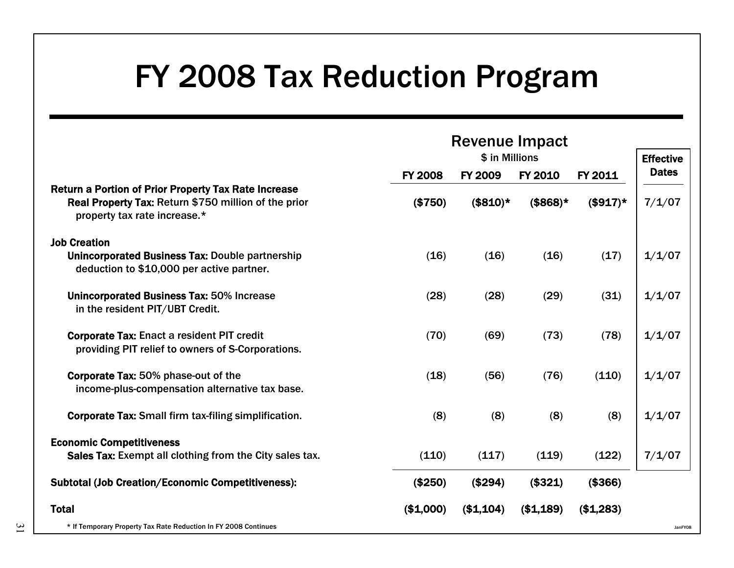# FY 2008 Tax Reduction Program

| | Revenue Impact ($ in Millions) | | | | Effective Dates |
|---|---|---|---|---|---|
| | FY 2008 | FY 2009 | FY 2010 | FY 2011 | |
| **Return a Portion of Prior Property Tax Rate Increase** | | | | | |
| **Real Property Tax:** Return $750 million of the prior property tax rate increase.* | **($750)** | **($810)*** | **($868)*** | **($917)*** | 7/1/07 |
| **Job Creation** | | | | | |
| **Unincorporated Business Tax:** Double partnership deduction to $10,000 per active partner. | (16) | (16) | (16) | (17) | 1/1/07 |
| **Unincorporated Business Tax:** 50% Increase in the resident PIT/UBT Credit. | (28) | (28) | (29) | (31) | 1/1/07 |
| **Corporate Tax:** Enact a resident PIT credit providing PIT relief to owners of S-Corporations. | (70) | (69) | (73) | (78) | 1/1/07 |
| **Corporate Tax:** 50% phase-out of the income-plus-compensation alternative tax base. | (18) | (56) | (76) | (110) | 1/1/07 |
| **Corporate Tax:** Small firm tax-filing simplification. | (8) | (8) | (8) | (8) | 1/1/07 |
| **Economic Competitiveness** | | | | | |
| **Sales Tax:** Exempt all clothing from the City sales tax. | (110) | (117) | (119) | (122) | 7/1/07 |
| **Subtotal (Job Creation/Economic Competitiveness):** | **($250)** | **($294)** | **($321)** | **($366)** | |
| **Total** | **($1,000)** | **($1,104)** | **($1,189)** | **($1,283)** | |

\* If Temporary Property Tax Rate Reduction In FY 2008 Continues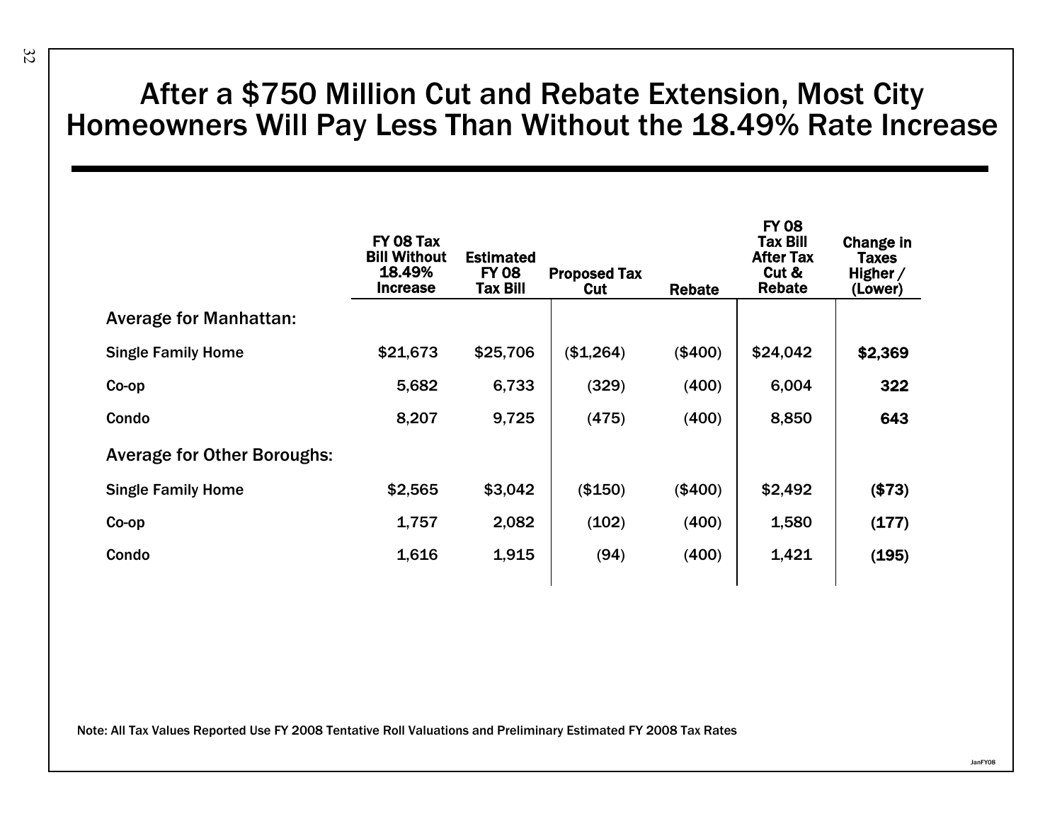# After a $750 Million Cut and Rebate Extension, Most City Homeowners Will Pay Less Than Without the 18.49% Rate Increase

| | FY 08 Tax Bill Without 18.49% Increase | Estimated FY 08 Tax Bill | Proposed Tax Cut | Rebate | FY 08 Tax Bill After Tax Cut & Rebate | Change in Taxes Higher / (Lower) |
|---|---|---|---|---|---|---|
| **Average for Manhattan:** | | | | | | |
| Single Family Home | $21,673 | $25,706 | ($1,264) | ($400) | $24,042 | **$2,369** |
| Co-op | 5,682 | 6,733 | (329) | (400) | 6,004 | **322** |
| Condo | 8,207 | 9,725 | (475) | (400) | 8,850 | **643** |
| **Average for Other Boroughs:** | | | | | | |
| Single Family Home | $2,565 | $3,042 | ($150) | ($400) | $2,492 | **($73)** |
| Co-op | 1,757 | 2,082 | (102) | (400) | 1,580 | **(177)** |
| Condo | 1,616 | 1,915 | (94) | (400) | 1,421 | **(195)** |

Note: All Tax Values Reported Use FY 2008 Tentative Roll Valuations and Preliminary Estimated FY 2008 Tax Rates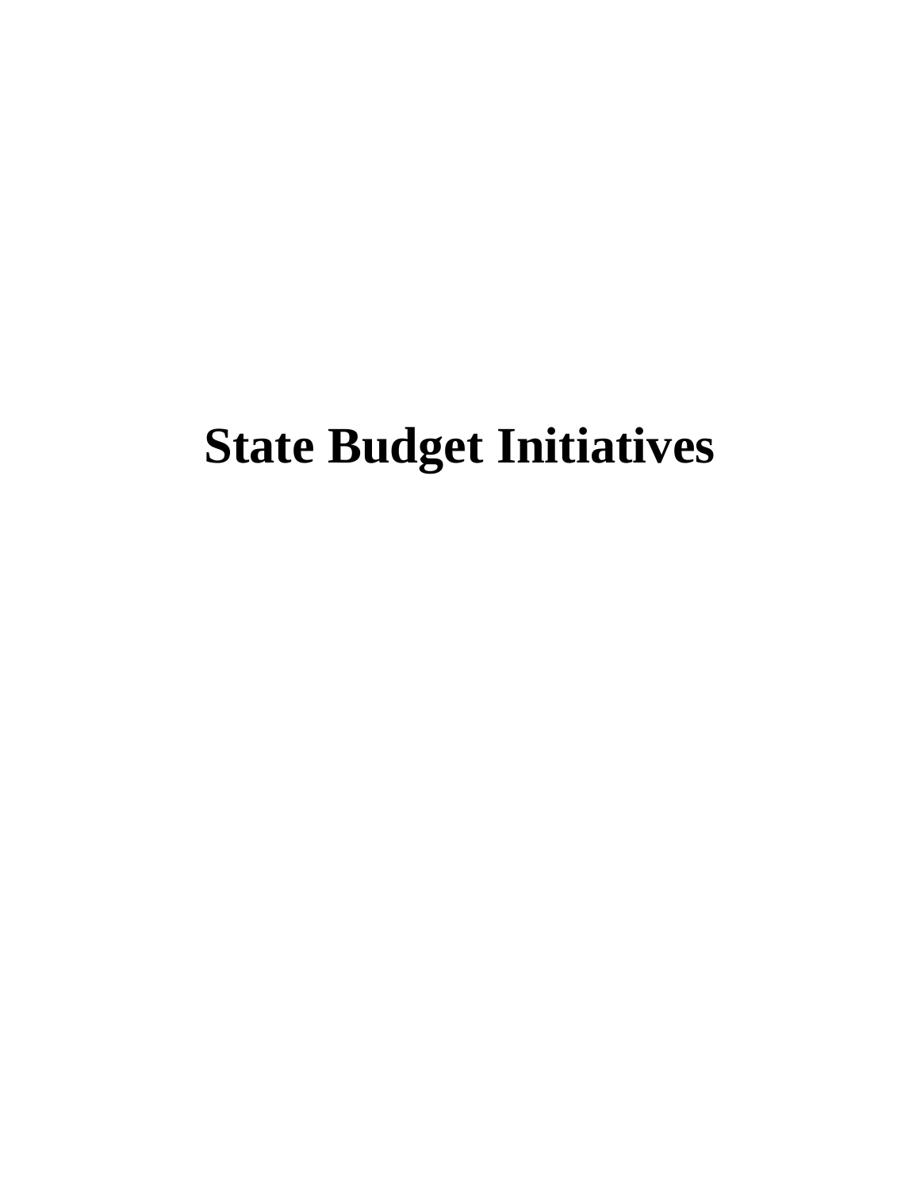# State Budget Initiatives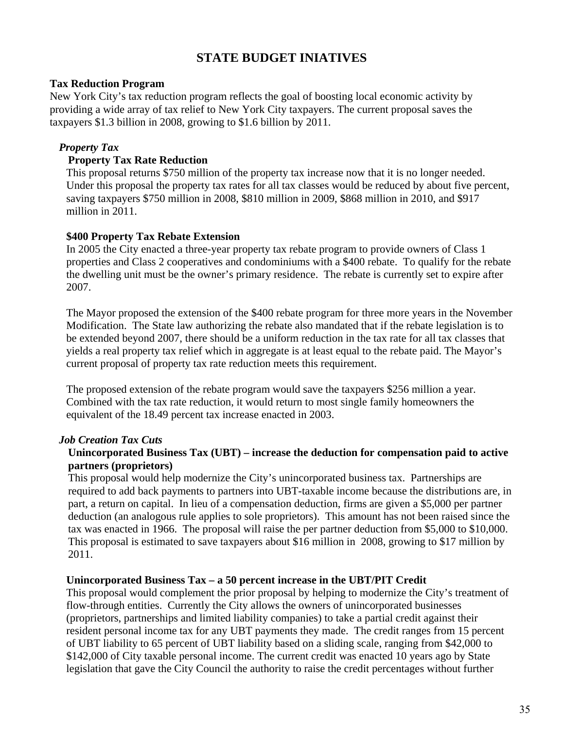# STATE BUDGET INIATIVES

**Tax Reduction Program**

New York City's tax reduction program reflects the goal of boosting local economic activity by providing a wide array of tax relief to New York City taxpayers. The current proposal saves the taxpayers $1.3 billion in 2008, growing to $1.6 billion by 2011.

***Property Tax***

**Property Tax Rate Reduction**

This proposal returns $750 million of the property tax increase now that it is no longer needed. Under this proposal the property tax rates for all tax classes would be reduced by about five percent, saving taxpayers $750 million in 2008, $810 million in 2009, $868 million in 2010, and $917 million in 2011.

**$400 Property Tax Rebate Extension**

In 2005 the City enacted a three-year property tax rebate program to provide owners of Class 1 properties and Class 2 cooperatives and condominiums with a $400 rebate. To qualify for the rebate the dwelling unit must be the owner's primary residence. The rebate is currently set to expire after 2007.

The Mayor proposed the extension of the $400 rebate program for three more years in the November Modification. The State law authorizing the rebate also mandated that if the rebate legislation is to be extended beyond 2007, there should be a uniform reduction in the tax rate for all tax classes that yields a real property tax relief which in aggregate is at least equal to the rebate paid. The Mayor's current proposal of property tax rate reduction meets this requirement.

The proposed extension of the rebate program would save the taxpayers $256 million a year. Combined with the tax rate reduction, it would return to most single family homeowners the equivalent of the 18.49 percent tax increase enacted in 2003.

***Job Creation Tax Cuts***

**Unincorporated Business Tax (UBT) – increase the deduction for compensation paid to active partners (proprietors)**

This proposal would help modernize the City's unincorporated business tax. Partnerships are required to add back payments to partners into UBT-taxable income because the distributions are, in part, a return on capital. In lieu of a compensation deduction, firms are given a $5,000 per partner deduction (an analogous rule applies to sole proprietors). This amount has not been raised since the tax was enacted in 1966. The proposal will raise the per partner deduction from $5,000 to $10,000. This proposal is estimated to save taxpayers about $16 million in 2008, growing to $17 million by 2011.

**Unincorporated Business Tax – a 50 percent increase in the UBT/PIT Credit**

This proposal would complement the prior proposal by helping to modernize the City's treatment of flow-through entities. Currently the City allows the owners of unincorporated businesses (proprietors, partnerships and limited liability companies) to take a partial credit against their resident personal income tax for any UBT payments they made. The credit ranges from 15 percent of UBT liability to 65 percent of UBT liability based on a sliding scale, ranging from $42,000 to $142,000 of City taxable personal income. The current credit was enacted 10 years ago by State legislation that gave the City Council the authority to raise the credit percentages without further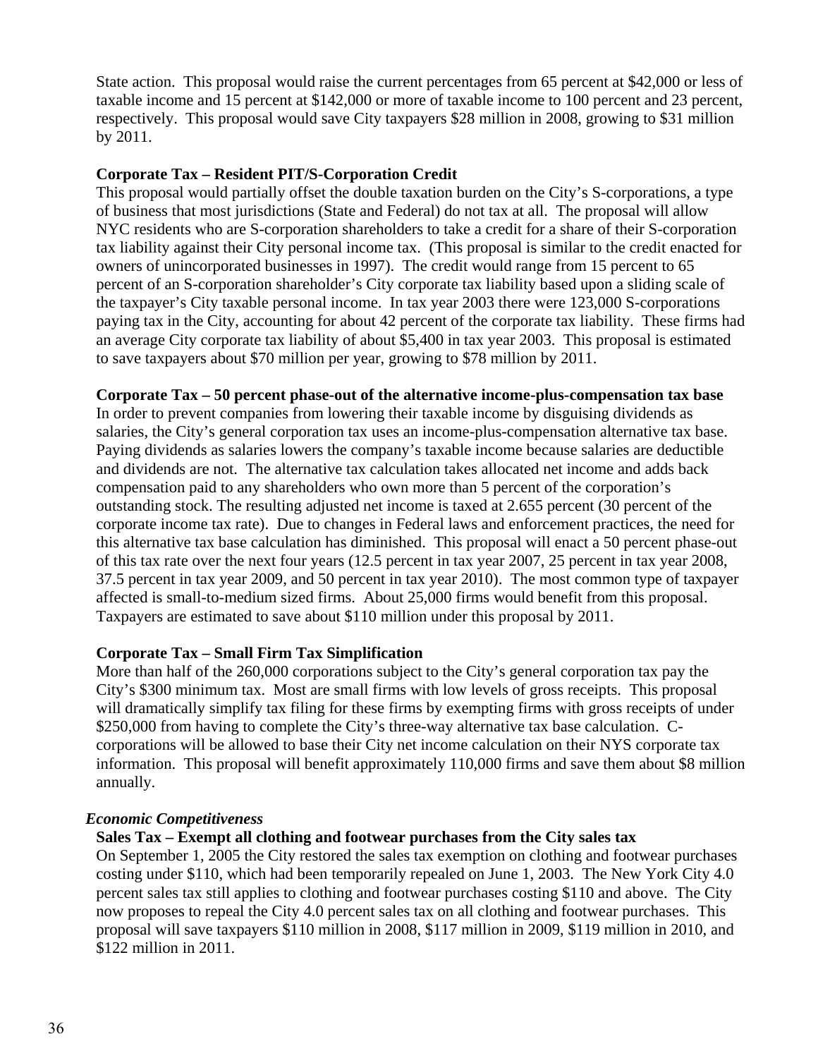State action. This proposal would raise the current percentages from 65 percent at $42,000 or less of taxable income and 15 percent at $142,000 or more of taxable income to 100 percent and 23 percent, respectively. This proposal would save City taxpayers $28 million in 2008, growing to $31 million by 2011.

**Corporate Tax – Resident PIT/S-Corporation Credit**

This proposal would partially offset the double taxation burden on the City's S-corporations, a type of business that most jurisdictions (State and Federal) do not tax at all. The proposal will allow NYC residents who are S-corporation shareholders to take a credit for a share of their S-corporation tax liability against their City personal income tax. (This proposal is similar to the credit enacted for owners of unincorporated businesses in 1997). The credit would range from 15 percent to 65 percent of an S-corporation shareholder's City corporate tax liability based upon a sliding scale of the taxpayer's City taxable personal income. In tax year 2003 there were 123,000 S-corporations paying tax in the City, accounting for about 42 percent of the corporate tax liability. These firms had an average City corporate tax liability of about $5,400 in tax year 2003. This proposal is estimated to save taxpayers about $70 million per year, growing to $78 million by 2011.

**Corporate Tax – 50 percent phase-out of the alternative income-plus-compensation tax base**

In order to prevent companies from lowering their taxable income by disguising dividends as salaries, the City's general corporation tax uses an income-plus-compensation alternative tax base. Paying dividends as salaries lowers the company's taxable income because salaries are deductible and dividends are not. The alternative tax calculation takes allocated net income and adds back compensation paid to any shareholders who own more than 5 percent of the corporation's outstanding stock. The resulting adjusted net income is taxed at 2.655 percent (30 percent of the corporate income tax rate). Due to changes in Federal laws and enforcement practices, the need for this alternative tax base calculation has diminished. This proposal will enact a 50 percent phase-out of this tax rate over the next four years (12.5 percent in tax year 2007, 25 percent in tax year 2008, 37.5 percent in tax year 2009, and 50 percent in tax year 2010). The most common type of taxpayer affected is small-to-medium sized firms. About 25,000 firms would benefit from this proposal. Taxpayers are estimated to save about $110 million under this proposal by 2011.

**Corporate Tax – Small Firm Tax Simplification**

More than half of the 260,000 corporations subject to the City's general corporation tax pay the City's $300 minimum tax. Most are small firms with low levels of gross receipts. This proposal will dramatically simplify tax filing for these firms by exempting firms with gross receipts of under $250,000 from having to complete the City's three-way alternative tax base calculation. C-corporations will be allowed to base their City net income calculation on their NYS corporate tax information. This proposal will benefit approximately 110,000 firms and save them about $8 million annually.

***Economic Competitiveness***

**Sales Tax – Exempt all clothing and footwear purchases from the City sales tax**

On September 1, 2005 the City restored the sales tax exemption on clothing and footwear purchases costing under $110, which had been temporarily repealed on June 1, 2003. The New York City 4.0 percent sales tax still applies to clothing and footwear purchases costing $110 and above. The City now proposes to repeal the City 4.0 percent sales tax on all clothing and footwear purchases. This proposal will save taxpayers $110 million in 2008, $117 million in 2009, $119 million in 2010, and $122 million in 2011.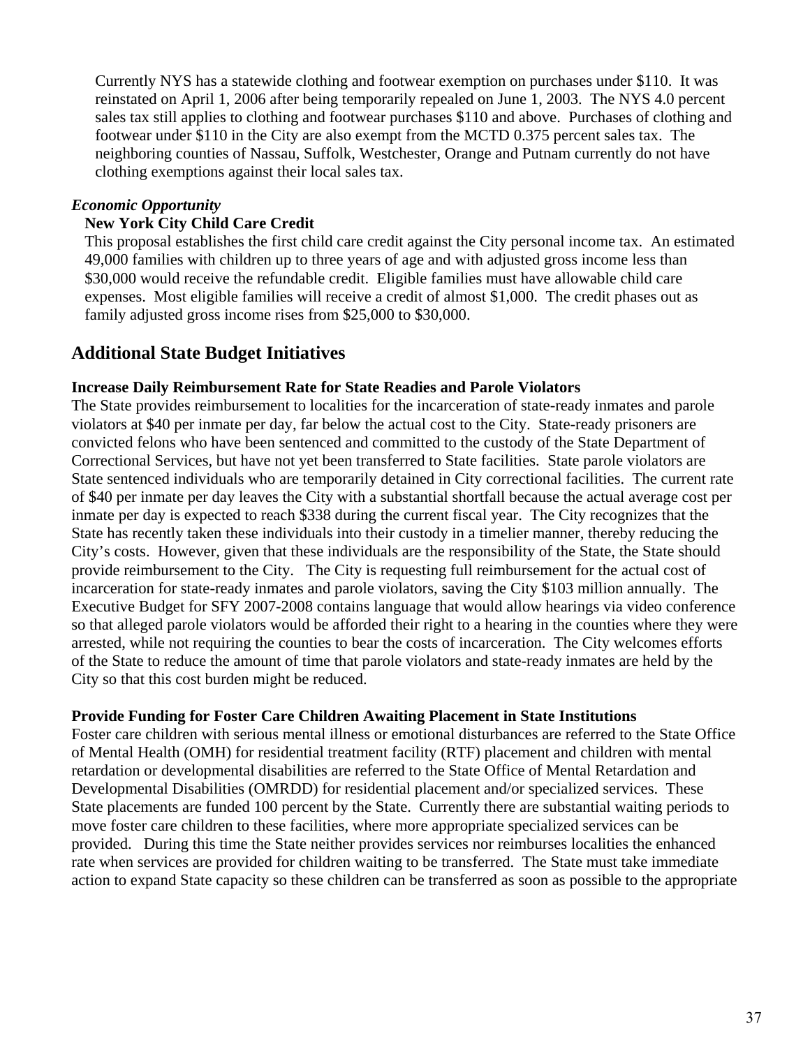Currently NYS has a statewide clothing and footwear exemption on purchases under $110. It was reinstated on April 1, 2006 after being temporarily repealed on June 1, 2003. The NYS 4.0 percent sales tax still applies to clothing and footwear purchases $110 and above. Purchases of clothing and footwear under $110 in the City are also exempt from the MCTD 0.375 percent sales tax. The neighboring counties of Nassau, Suffolk, Westchester, Orange and Putnam currently do not have clothing exemptions against their local sales tax.

*Economic Opportunity*

**New York City Child Care Credit**

This proposal establishes the first child care credit against the City personal income tax. An estimated 49,000 families with children up to three years of age and with adjusted gross income less than $30,000 would receive the refundable credit. Eligible families must have allowable child care expenses. Most eligible families will receive a credit of almost $1,000. The credit phases out as family adjusted gross income rises from $25,000 to $30,000.

## Additional State Budget Initiatives

**Increase Daily Reimbursement Rate for State Readies and Parole Violators**

The State provides reimbursement to localities for the incarceration of state-ready inmates and parole violators at $40 per inmate per day, far below the actual cost to the City. State-ready prisoners are convicted felons who have been sentenced and committed to the custody of the State Department of Correctional Services, but have not yet been transferred to State facilities. State parole violators are State sentenced individuals who are temporarily detained in City correctional facilities. The current rate of $40 per inmate per day leaves the City with a substantial shortfall because the actual average cost per inmate per day is expected to reach $338 during the current fiscal year. The City recognizes that the State has recently taken these individuals into their custody in a timelier manner, thereby reducing the City's costs. However, given that these individuals are the responsibility of the State, the State should provide reimbursement to the City. The City is requesting full reimbursement for the actual cost of incarceration for state-ready inmates and parole violators, saving the City $103 million annually. The Executive Budget for SFY 2007-2008 contains language that would allow hearings via video conference so that alleged parole violators would be afforded their right to a hearing in the counties where they were arrested, while not requiring the counties to bear the costs of incarceration. The City welcomes efforts of the State to reduce the amount of time that parole violators and state-ready inmates are held by the City so that this cost burden might be reduced.

**Provide Funding for Foster Care Children Awaiting Placement in State Institutions**

Foster care children with serious mental illness or emotional disturbances are referred to the State Office of Mental Health (OMH) for residential treatment facility (RTF) placement and children with mental retardation or developmental disabilities are referred to the State Office of Mental Retardation and Developmental Disabilities (OMRDD) for residential placement and/or specialized services. These State placements are funded 100 percent by the State. Currently there are substantial waiting periods to move foster care children to these facilities, where more appropriate specialized services can be provided. During this time the State neither provides services nor reimburses localities the enhanced rate when services are provided for children waiting to be transferred. The State must take immediate action to expand State capacity so these children can be transferred as soon as possible to the appropriate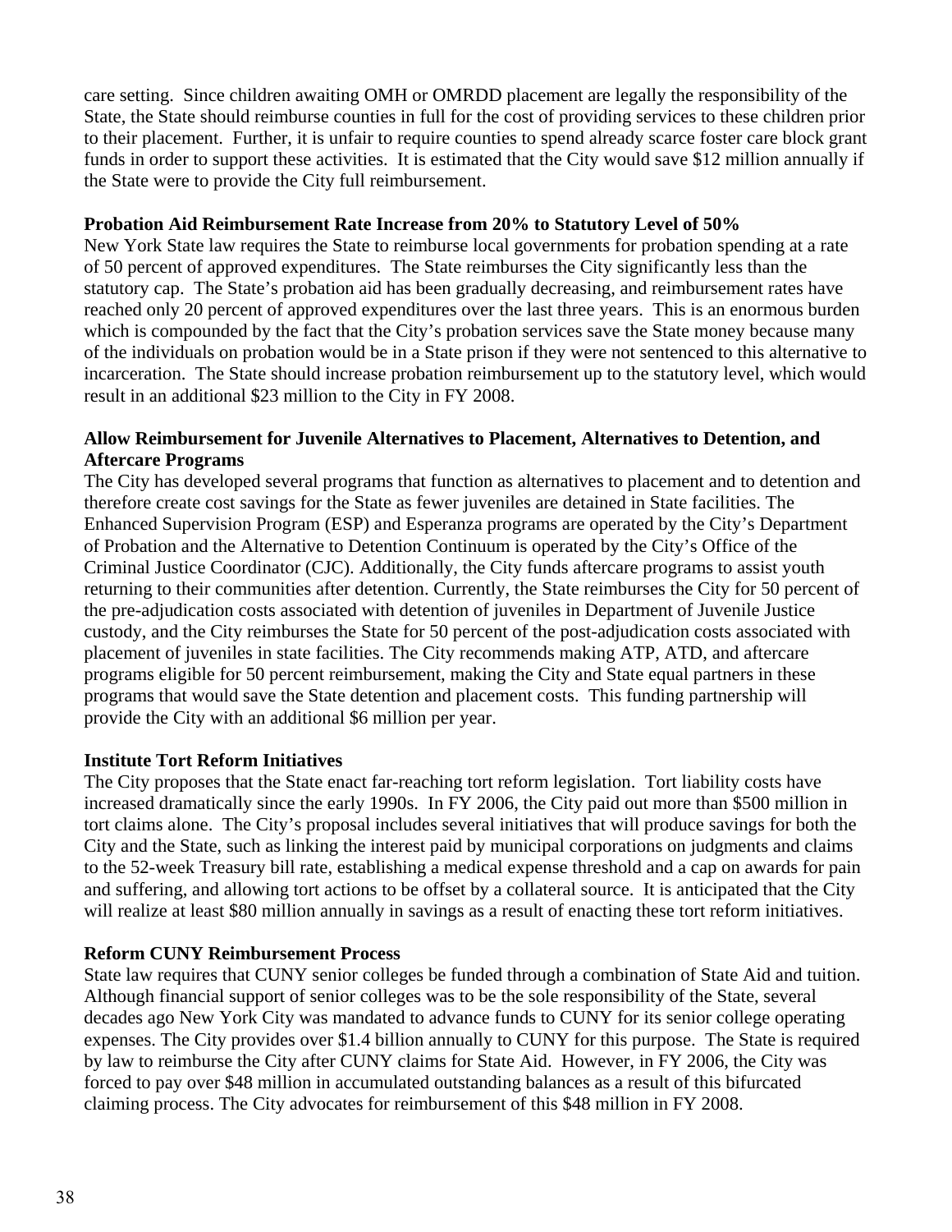care setting. Since children awaiting OMH or OMRDD placement are legally the responsibility of the State, the State should reimburse counties in full for the cost of providing services to these children prior to their placement. Further, it is unfair to require counties to spend already scarce foster care block grant funds in order to support these activities. It is estimated that the City would save $12 million annually if the State were to provide the City full reimbursement.

**Probation Aid Reimbursement Rate Increase from 20% to Statutory Level of 50%**

New York State law requires the State to reimburse local governments for probation spending at a rate of 50 percent of approved expenditures. The State reimburses the City significantly less than the statutory cap. The State's probation aid has been gradually decreasing, and reimbursement rates have reached only 20 percent of approved expenditures over the last three years. This is an enormous burden which is compounded by the fact that the City's probation services save the State money because many of the individuals on probation would be in a State prison if they were not sentenced to this alternative to incarceration. The State should increase probation reimbursement up to the statutory level, which would result in an additional $23 million to the City in FY 2008.

**Allow Reimbursement for Juvenile Alternatives to Placement, Alternatives to Detention, and Aftercare Programs**

The City has developed several programs that function as alternatives to placement and to detention and therefore create cost savings for the State as fewer juveniles are detained in State facilities. The Enhanced Supervision Program (ESP) and Esperanza programs are operated by the City's Department of Probation and the Alternative to Detention Continuum is operated by the City's Office of the Criminal Justice Coordinator (CJC). Additionally, the City funds aftercare programs to assist youth returning to their communities after detention. Currently, the State reimburses the City for 50 percent of the pre-adjudication costs associated with detention of juveniles in Department of Juvenile Justice custody, and the City reimburses the State for 50 percent of the post-adjudication costs associated with placement of juveniles in state facilities. The City recommends making ATP, ATD, and aftercare programs eligible for 50 percent reimbursement, making the City and State equal partners in these programs that would save the State detention and placement costs. This funding partnership will provide the City with an additional $6 million per year.

**Institute Tort Reform Initiatives**

The City proposes that the State enact far-reaching tort reform legislation. Tort liability costs have increased dramatically since the early 1990s. In FY 2006, the City paid out more than $500 million in tort claims alone. The City's proposal includes several initiatives that will produce savings for both the City and the State, such as linking the interest paid by municipal corporations on judgments and claims to the 52-week Treasury bill rate, establishing a medical expense threshold and a cap on awards for pain and suffering, and allowing tort actions to be offset by a collateral source. It is anticipated that the City will realize at least $80 million annually in savings as a result of enacting these tort reform initiatives.

**Reform CUNY Reimbursement Process**

State law requires that CUNY senior colleges be funded through a combination of State Aid and tuition. Although financial support of senior colleges was to be the sole responsibility of the State, several decades ago New York City was mandated to advance funds to CUNY for its senior college operating expenses. The City provides over $1.4 billion annually to CUNY for this purpose. The State is required by law to reimburse the City after CUNY claims for State Aid. However, in FY 2006, the City was forced to pay over $48 million in accumulated outstanding balances as a result of this bifurcated claiming process. The City advocates for reimbursement of this $48 million in FY 2008.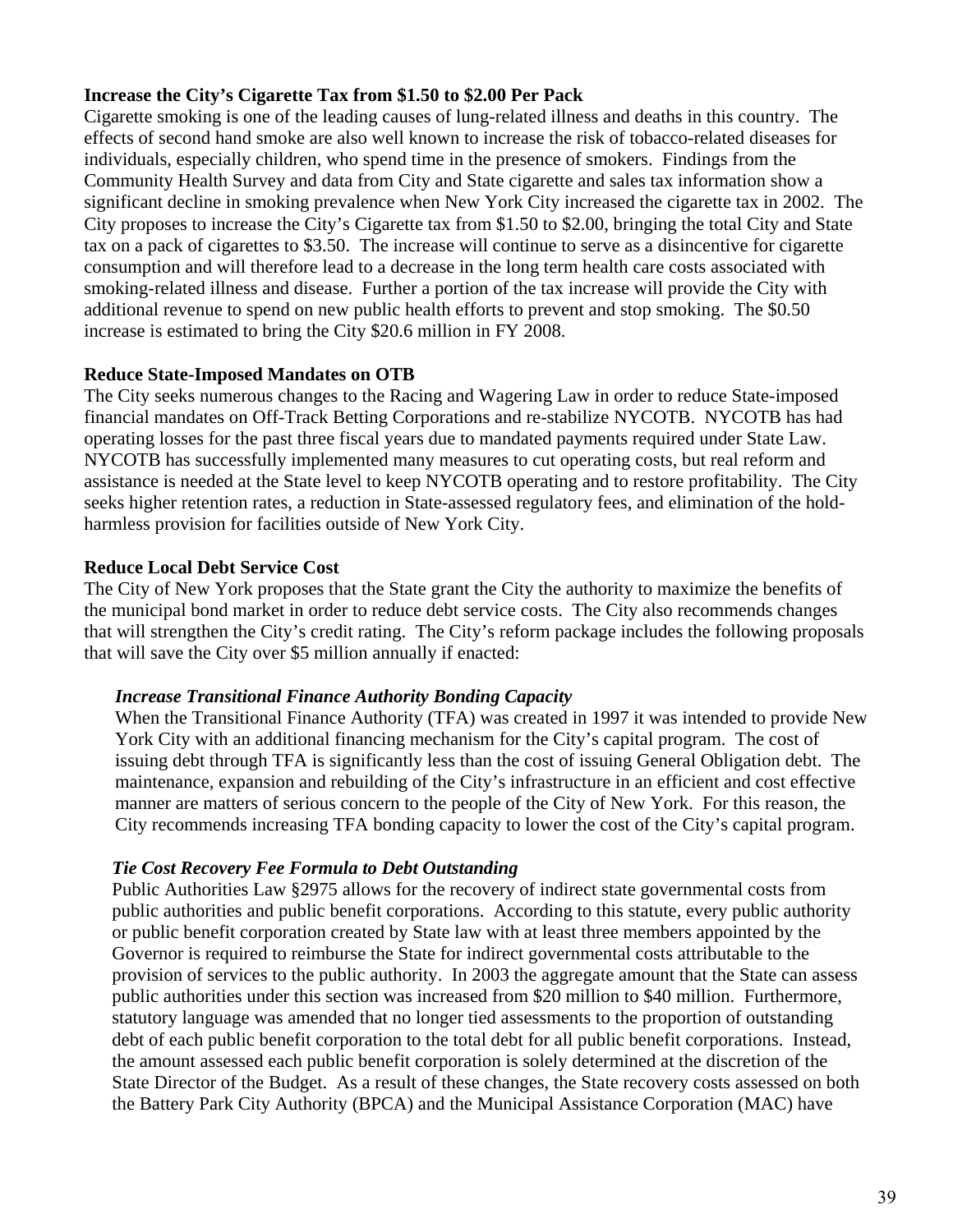**Increase the City's Cigarette Tax from $1.50 to $2.00 Per Pack**

Cigarette smoking is one of the leading causes of lung-related illness and deaths in this country. The effects of second hand smoke are also well known to increase the risk of tobacco-related diseases for individuals, especially children, who spend time in the presence of smokers. Findings from the Community Health Survey and data from City and State cigarette and sales tax information show a significant decline in smoking prevalence when New York City increased the cigarette tax in 2002. The City proposes to increase the City's Cigarette tax from $1.50 to $2.00, bringing the total City and State tax on a pack of cigarettes to $3.50. The increase will continue to serve as a disincentive for cigarette consumption and will therefore lead to a decrease in the long term health care costs associated with smoking-related illness and disease. Further a portion of the tax increase will provide the City with additional revenue to spend on new public health efforts to prevent and stop smoking. The $0.50 increase is estimated to bring the City $20.6 million in FY 2008.

**Reduce State-Imposed Mandates on OTB**

The City seeks numerous changes to the Racing and Wagering Law in order to reduce State-imposed financial mandates on Off-Track Betting Corporations and re-stabilize NYCOTB. NYCOTB has had operating losses for the past three fiscal years due to mandated payments required under State Law. NYCOTB has successfully implemented many measures to cut operating costs, but real reform and assistance is needed at the State level to keep NYCOTB operating and to restore profitability. The City seeks higher retention rates, a reduction in State-assessed regulatory fees, and elimination of the hold-harmless provision for facilities outside of New York City.

**Reduce Local Debt Service Cost**

The City of New York proposes that the State grant the City the authority to maximize the benefits of the municipal bond market in order to reduce debt service costs. The City also recommends changes that will strengthen the City's credit rating. The City's reform package includes the following proposals that will save the City over $5 million annually if enacted:

***Increase Transitional Finance Authority Bonding Capacity***

When the Transitional Finance Authority (TFA) was created in 1997 it was intended to provide New York City with an additional financing mechanism for the City's capital program. The cost of issuing debt through TFA is significantly less than the cost of issuing General Obligation debt. The maintenance, expansion and rebuilding of the City's infrastructure in an efficient and cost effective manner are matters of serious concern to the people of the City of New York. For this reason, the City recommends increasing TFA bonding capacity to lower the cost of the City's capital program.

***Tie Cost Recovery Fee Formula to Debt Outstanding***

Public Authorities Law §2975 allows for the recovery of indirect state governmental costs from public authorities and public benefit corporations. According to this statute, every public authority or public benefit corporation created by State law with at least three members appointed by the Governor is required to reimburse the State for indirect governmental costs attributable to the provision of services to the public authority. In 2003 the aggregate amount that the State can assess public authorities under this section was increased from $20 million to $40 million. Furthermore, statutory language was amended that no longer tied assessments to the proportion of outstanding debt of each public benefit corporation to the total debt for all public benefit corporations. Instead, the amount assessed each public benefit corporation is solely determined at the discretion of the State Director of the Budget. As a result of these changes, the State recovery costs assessed on both the Battery Park City Authority (BPCA) and the Municipal Assistance Corporation (MAC) have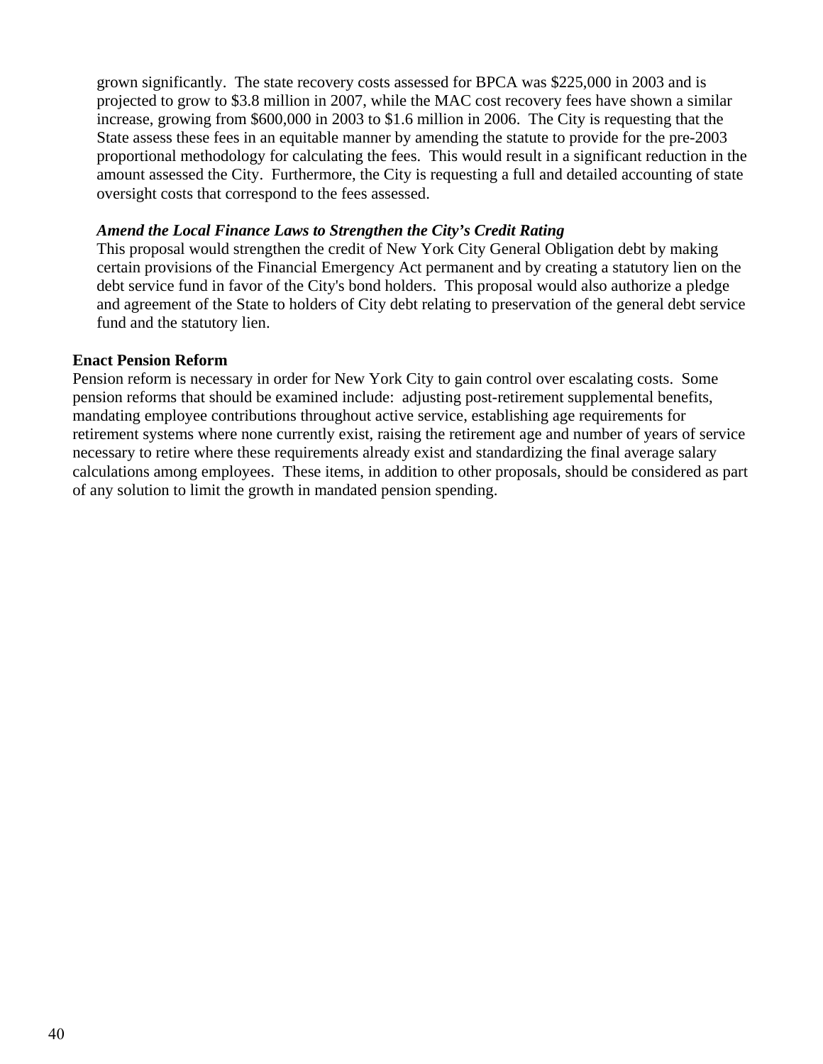grown significantly. The state recovery costs assessed for BPCA was $225,000 in 2003 and is projected to grow to $3.8 million in 2007, while the MAC cost recovery fees have shown a similar increase, growing from $600,000 in 2003 to $1.6 million in 2006. The City is requesting that the State assess these fees in an equitable manner by amending the statute to provide for the pre-2003 proportional methodology for calculating the fees. This would result in a significant reduction in the amount assessed the City. Furthermore, the City is requesting a full and detailed accounting of state oversight costs that correspond to the fees assessed.

***Amend the Local Finance Laws to Strengthen the City's Credit Rating***

This proposal would strengthen the credit of New York City General Obligation debt by making certain provisions of the Financial Emergency Act permanent and by creating a statutory lien on the debt service fund in favor of the City's bond holders. This proposal would also authorize a pledge and agreement of the State to holders of City debt relating to preservation of the general debt service fund and the statutory lien.

**Enact Pension Reform**

Pension reform is necessary in order for New York City to gain control over escalating costs. Some pension reforms that should be examined include: adjusting post-retirement supplemental benefits, mandating employee contributions throughout active service, establishing age requirements for retirement systems where none currently exist, raising the retirement age and number of years of service necessary to retire where these requirements already exist and standardizing the final average salary calculations among employees. These items, in addition to other proposals, should be considered as part of any solution to limit the growth in mandated pension spending.